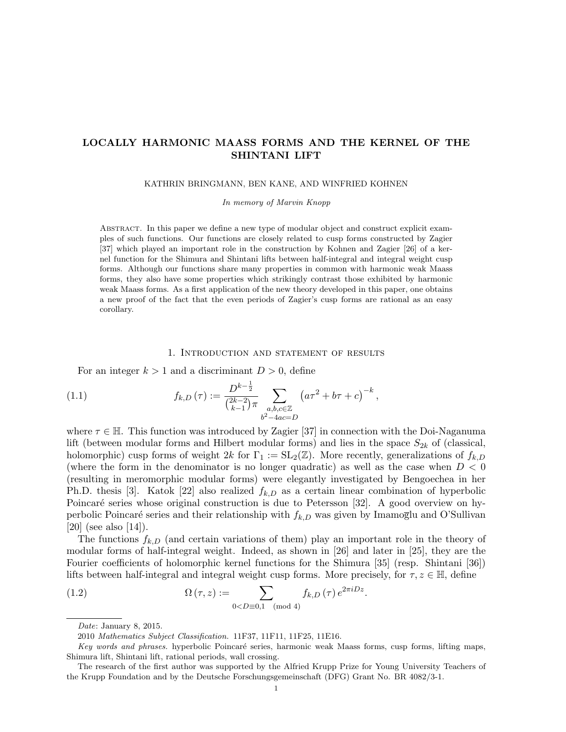# LOCALLY HARMONIC MAASS FORMS AND THE KERNEL OF THE SHINTANI LIFT

KATHRIN BRINGMANN, BEN KANE, AND WINFRIED KOHNEN

*In memory of Marvin Knopp*

Abstract. In this paper we define a new type of modular object and construct explicit examples of such functions. Our functions are closely related to cusp forms constructed by Zagier [37] which played an important role in the construction by Kohnen and Zagier [26] of a kernel function for the Shimura and Shintani lifts between half-integral and integral weight cusp forms. Although our functions share many properties in common with harmonic weak Maass forms, they also have some properties which strikingly contrast those exhibited by harmonic weak Maass forms. As a first application of the new theory developed in this paper, one obtains a new proof of the fact that the even periods of Zagier's cusp forms are rational as an easy corollary.

## 1. Introduction and statement of results

For an integer $k > 1$ and a discriminant $D > 0$, define

$$f_{k,D}(\tau) := \frac{D^{k-\frac{1}{2}}}{\binom{2k-2}{k-1}\pi} \sum_{\substack{a,b,c\in\mathbb{Z} \\ b^2-4ac=D}} \left(a\tau^2 + b\tau + c\right)^{-k}, \tag{1.1}$$

where $\tau \in \mathbb{H}$. This function was introduced by Zagier [37] in connection with the Doi-Naganuma lift (between modular forms and Hilbert modular forms) and lies in the space $S_{2k}$ of (classical, holomorphic) cusp forms of weight $2k$ for $\Gamma_1 := \mathrm{SL}_2(\mathbb{Z})$. More recently, generalizations of $f_{k,D}$ (where the form in the denominator is no longer quadratic) as well as the case when $D < 0$ (resulting in meromorphic modular forms) were elegantly investigated by Bengoechea in her Ph.D. thesis [3]. Katok [22] also realized $f_{k,D}$ as a certain linear combination of hyperbolic Poincaré series whose original construction is due to Petersson [32]. A good overview on hyperbolic Poincaré series and their relationship with $f_{k,D}$ was given by Imamoḡlu and O'Sullivan [20] (see also [14]).

The functions $f_{k,D}$ (and certain variations of them) play an important role in the theory of modular forms of half-integral weight. Indeed, as shown in [26] and later in [25], they are the Fourier coefficients of holomorphic kernel functions for the Shimura [35] (resp. Shintani [36]) lifts between half-integral and integral weight cusp forms. More precisely, for $\tau, z \in \mathbb{H}$, define

$$\Omega(\tau, z) := \sum_{0<D\equiv 0,1 \pmod 4} f_{k,D}(\tau)\, e^{2\pi i D z}. \tag{1.2}$$

---

*Date*: January 8, 2015.

2010 *Mathematics Subject Classification.* 11F37, 11F11, 11F25, 11E16.

*Key words and phrases.* hyperbolic Poincaré series, harmonic weak Maass forms, cusp forms, lifting maps, Shimura lift, Shintani lift, rational periods, wall crossing.

The research of the first author was supported by the Alfried Krupp Prize for Young University Teachers of the Krupp Foundation and by the Deutsche Forschungsgemeinschaft (DFG) Grant No. BR 4082/3-1.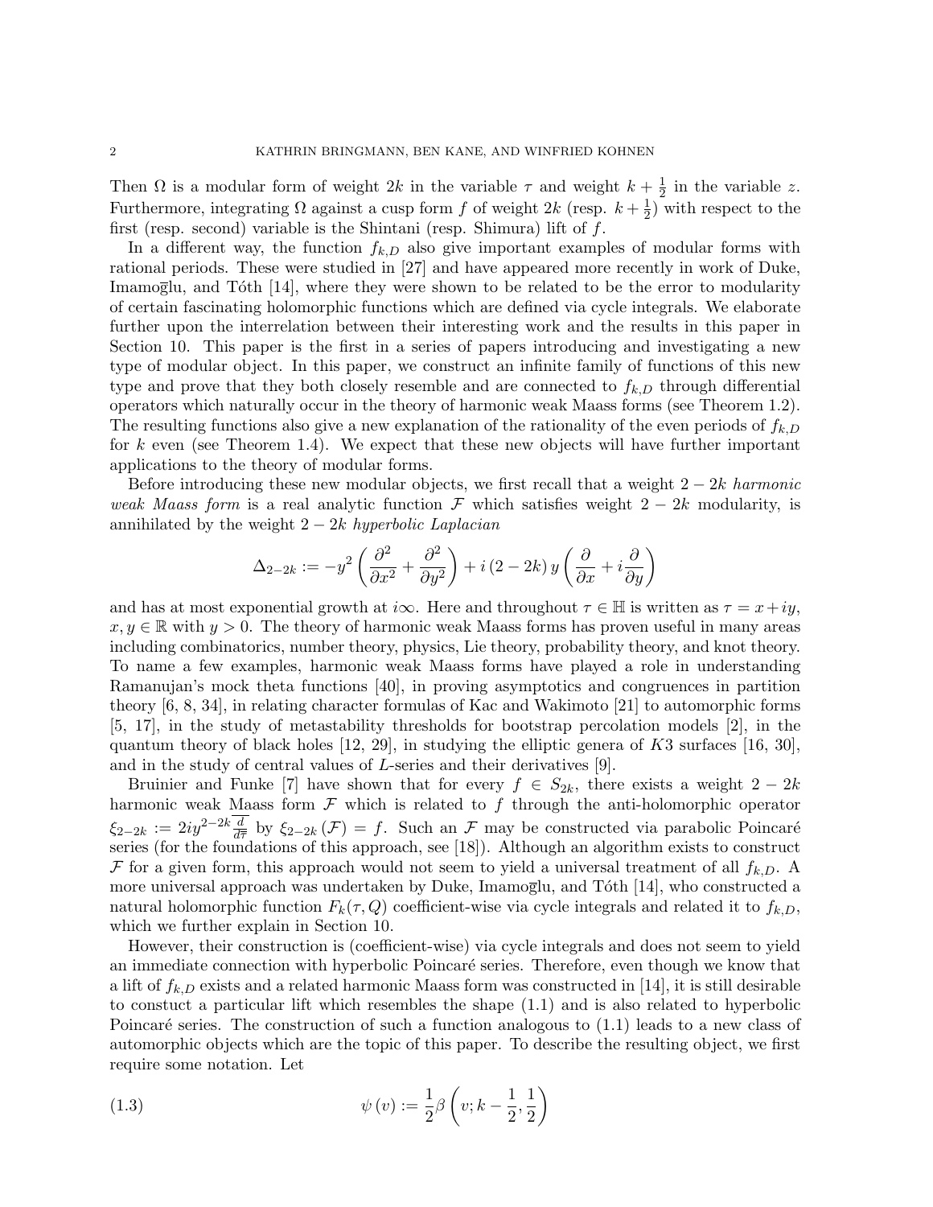Then $\Omega$ is a modular form of weight $2k$ in the variable $\tau$ and weight $k+\frac{1}{2}$ in the variable $z$. Furthermore, integrating $\Omega$ against a cusp form $f$ of weight $2k$ (resp. $k+\frac{1}{2}$) with respect to the first (resp. second) variable is the Shintani (resp. Shimura) lift of $f$.

In a different way, the function $f_{k,D}$ also give important examples of modular forms with rational periods. These were studied in [27] and have appeared more recently in work of Duke, Imamoḡlu, and Tóth [14], where they were shown to be related to be the error to modularity of certain fascinating holomorphic functions which are defined via cycle integrals. We elaborate further upon the interrelation between their interesting work and the results in this paper in Section 10. This paper is the first in a series of papers introducing and investigating a new type of modular object. In this paper, we construct an infinite family of functions of this new type and prove that they both closely resemble and are connected to $f_{k,D}$ through differential operators which naturally occur in the theory of harmonic weak Maass forms (see Theorem 1.2). The resulting functions also give a new explanation of the rationality of the even periods of $f_{k,D}$ for $k$ even (see Theorem 1.4). We expect that these new objects will have further important applications to the theory of modular forms.

Before introducing these new modular objects, we first recall that a weight $2-2k$ *harmonic weak Maass form* is a real analytic function $\mathcal{F}$ which satisfies weight $2-2k$ modularity, is annihilated by the weight $2-2k$ *hyperbolic Laplacian*

$$\Delta_{2-2k} := -y^2\left(\frac{\partial^2}{\partial x^2}+\frac{\partial^2}{\partial y^2}\right)+i\left(2-2k\right)y\left(\frac{\partial}{\partial x}+i\frac{\partial}{\partial y}\right)$$

and has at most exponential growth at $i\infty$. Here and throughout $\tau\in\mathbb{H}$ is written as $\tau=x+iy$, $x,y\in\mathbb{R}$ with $y>0$. The theory of harmonic weak Maass forms has proven useful in many areas including combinatorics, number theory, physics, Lie theory, probability theory, and knot theory. To name a few examples, harmonic weak Maass forms have played a role in understanding Ramanujan's mock theta functions [40], in proving asymptotics and congruences in partition theory [6, 8, 34], in relating character formulas of Kac and Wakimoto [21] to automorphic forms [5, 17], in the study of metastability thresholds for bootstrap percolation models [2], in the quantum theory of black holes [12, 29], in studying the elliptic genera of $K3$ surfaces [16, 30], and in the study of central values of $L$-series and their derivatives [9].

Bruinier and Funke [7] have shown that for every $f\in S_{2k}$, there exists a weight $2-2k$ harmonic weak Maass form $\mathcal{F}$ which is related to $f$ through the anti-holomorphic operator $\xi_{2-2k}:=2iy^{2-2k}\overline{\frac{d}{d\overline{\tau}}}$ by $\xi_{2-2k}\left(\mathcal{F}\right)=f$. Such an $\mathcal{F}$ may be constructed via parabolic Poincaré series (for the foundations of this approach, see [18]). Although an algorithm exists to construct $\mathcal{F}$ for a given form, this approach would not seem to yield a universal treatment of all $f_{k,D}$. A more universal approach was undertaken by Duke, Imamoḡlu, and Tóth [14], who constructed a natural holomorphic function $F_k(\tau,Q)$ coefficient-wise via cycle integrals and related it to $f_{k,D}$, which we further explain in Section 10.

However, their construction is (coefficient-wise) via cycle integrals and does not seem to yield an immediate connection with hyperbolic Poincaré series. Therefore, even though we know that a lift of $f_{k,D}$ exists and a related harmonic Maass form was constructed in [14], it is still desirable to constuct a particular lift which resembles the shape (1.1) and is also related to hyperbolic Poincaré series. The construction of such a function analogous to (1.1) leads to a new class of automorphic objects which are the topic of this paper. To describe the resulting object, we first require some notation. Let

$$\psi\left(v\right):=\frac{1}{2}\beta\left(v;k-\frac{1}{2},\frac{1}{2}\right) \tag{1.3}$$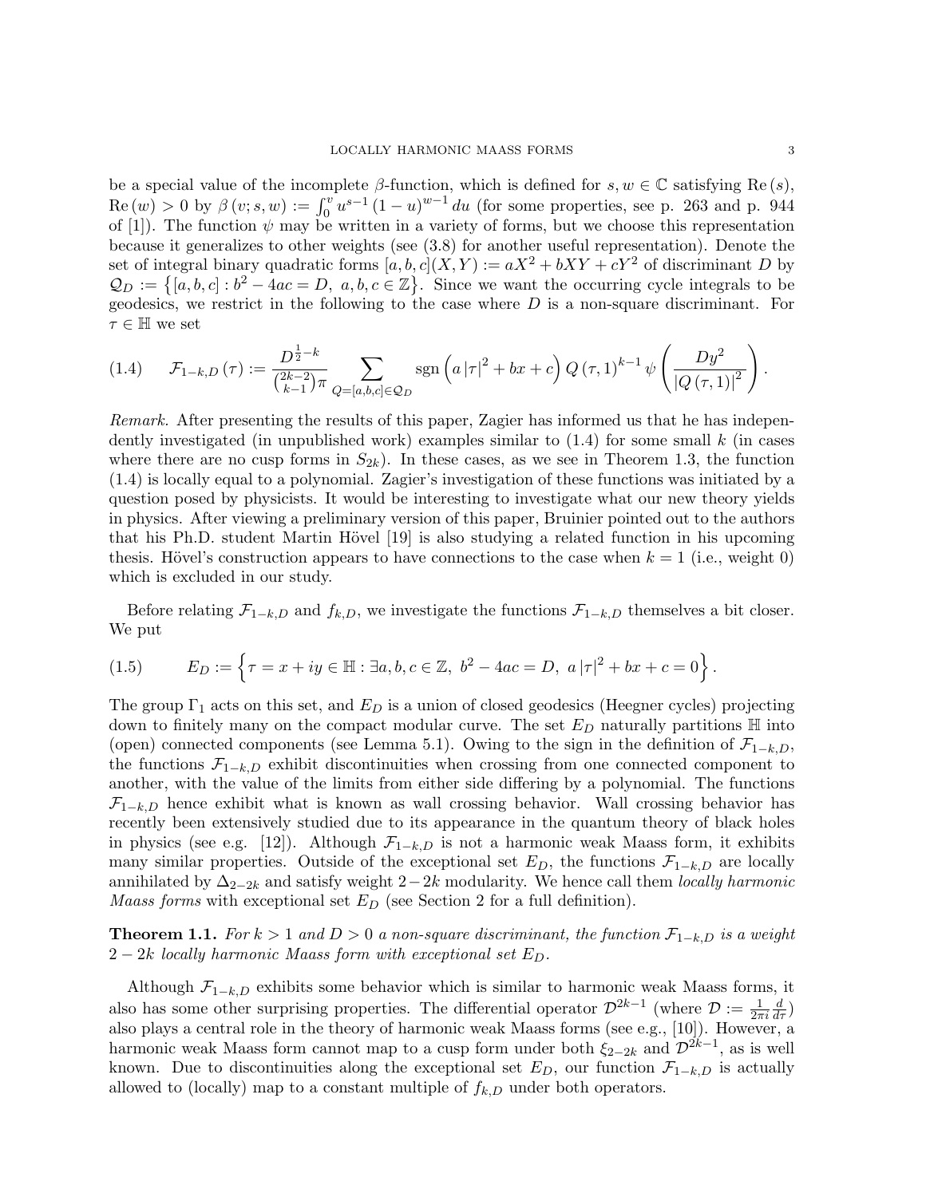be a special value of the incomplete $\beta$-function, which is defined for $s, w \in \mathbb{C}$ satisfying $\operatorname{Re}(s)$, $\operatorname{Re}(w) > 0$ by $\beta(v; s, w) := \int_0^v u^{s-1}(1-u)^{w-1} du$ (for some properties, see p. 263 and p. 944 of [1]). The function $\psi$ may be written in a variety of forms, but we choose this representation because it generalizes to other weights (see (3.8) for another useful representation). Denote the set of integral binary quadratic forms $[a, b, c](X, Y) := aX^2 + bXY + cY^2$ of discriminant $D$ by $\mathcal{Q}_D := \left\{[a, b, c] : b^2 - 4ac = D,\ a, b, c \in \mathbb{Z}\right\}$. Since we want the occurring cycle integrals to be geodesics, we restrict in the following to the case where $D$ is a non-square discriminant. For $\tau \in \mathbb{H}$ we set

$$\mathcal{F}_{1-k,D}(\tau) := \frac{D^{\frac{1}{2}-k}}{\binom{2k-2}{k-1}\pi} \sum_{Q=[a,b,c]\in\mathcal{Q}_D} \operatorname{sgn}\left(a|\tau|^2 + bx + c\right) Q(\tau, 1)^{k-1} \psi\left(\frac{Dy^2}{|Q(\tau,1)|^2}\right). \tag{1.4}$$

*Remark.* After presenting the results of this paper, Zagier has informed us that he has independently investigated (in unpublished work) examples similar to (1.4) for some small $k$ (in cases where there are no cusp forms in $S_{2k}$). In these cases, as we see in Theorem 1.3, the function (1.4) is locally equal to a polynomial. Zagier's investigation of these functions was initiated by a question posed by physicists. It would be interesting to investigate what our new theory yields in physics. After viewing a preliminary version of this paper, Bruinier pointed out to the authors that his Ph.D. student Martin Hövel [19] is also studying a related function in his upcoming thesis. Hövel's construction appears to have connections to the case when $k = 1$ (i.e., weight 0) which is excluded in our study.

Before relating $\mathcal{F}_{1-k,D}$ and $f_{k,D}$, we investigate the functions $\mathcal{F}_{1-k,D}$ themselves a bit closer. We put

$$E_D := \left\{\tau = x + iy \in \mathbb{H} : \exists a, b, c \in \mathbb{Z},\ b^2 - 4ac = D,\ a|\tau|^2 + bx + c = 0\right\}. \tag{1.5}$$

The group $\Gamma_1$ acts on this set, and $E_D$ is a union of closed geodesics (Heegner cycles) projecting down to finitely many on the compact modular curve. The set $E_D$ naturally partitions $\mathbb{H}$ into (open) connected components (see Lemma 5.1). Owing to the sign in the definition of $\mathcal{F}_{1-k,D}$, the functions $\mathcal{F}_{1-k,D}$ exhibit discontinuities when crossing from one connected component to another, with the value of the limits from either side differing by a polynomial. The functions $\mathcal{F}_{1-k,D}$ hence exhibit what is known as wall crossing behavior. Wall crossing behavior has recently been extensively studied due to its appearance in the quantum theory of black holes in physics (see e.g. [12]). Although $\mathcal{F}_{1-k,D}$ is not a harmonic weak Maass form, it exhibits many similar properties. Outside of the exceptional set $E_D$, the functions $\mathcal{F}_{1-k,D}$ are locally annihilated by $\Delta_{2-2k}$ and satisfy weight $2-2k$ modularity. We hence call them *locally harmonic Maass forms* with exceptional set $E_D$ (see Section 2 for a full definition).

**Theorem 1.1.** *For $k > 1$ and $D > 0$ a non-square discriminant, the function $\mathcal{F}_{1-k,D}$ is a weight $2-2k$ locally harmonic Maass form with exceptional set $E_D$.*

Although $\mathcal{F}_{1-k,D}$ exhibits some behavior which is similar to harmonic weak Maass forms, it also has some other surprising properties. The differential operator $\mathcal{D}^{2k-1}$ (where $\mathcal{D} := \frac{1}{2\pi i}\frac{d}{d\tau}$) also plays a central role in the theory of harmonic weak Maass forms (see e.g., [10]). However, a harmonic weak Maass form cannot map to a cusp form under both $\xi_{2-2k}$ and $\mathcal{D}^{2k-1}$, as is well known. Due to discontinuities along the exceptional set $E_D$, our function $\mathcal{F}_{1-k,D}$ is actually allowed to (locally) map to a constant multiple of $f_{k,D}$ under both operators.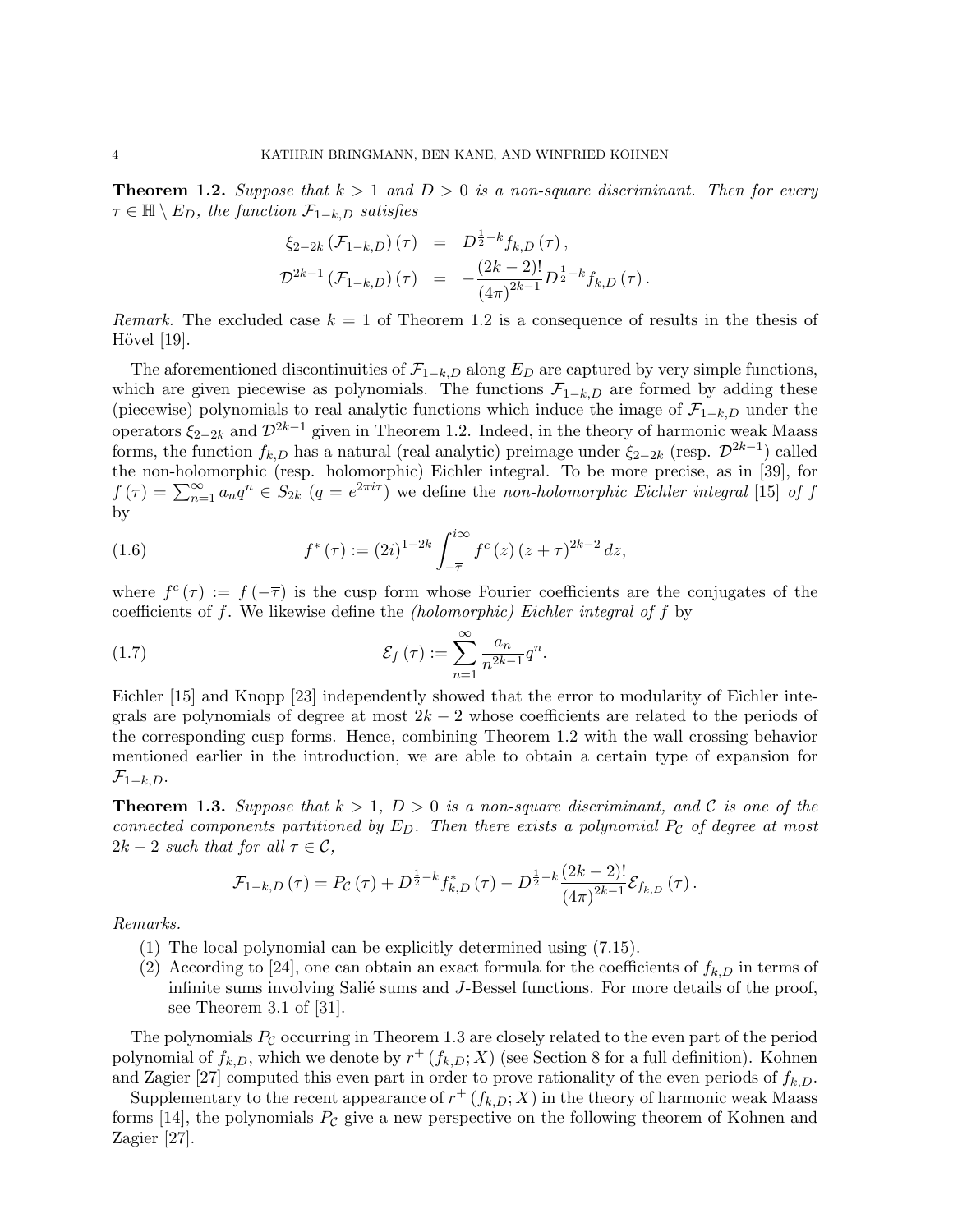**Theorem 1.2.** *Suppose that $k > 1$ and $D > 0$ is a non-square discriminant. Then for every $\tau \in \mathbb{H} \setminus E_D$, the function $\mathcal{F}_{1-k,D}$ satisfies*

$$\begin{aligned}
\xi_{2-2k}\left(\mathcal{F}_{1-k,D}\right)(\tau) &= D^{\frac{1}{2}-k} f_{k,D}(\tau),\\
\mathcal{D}^{2k-1}\left(\mathcal{F}_{1-k,D}\right)(\tau) &= -\frac{(2k-2)!}{(4\pi)^{2k-1}} D^{\frac{1}{2}-k} f_{k,D}(\tau).
\end{aligned}$$

*Remark.* The excluded case $k = 1$ of Theorem 1.2 is a consequence of results in the thesis of Hövel [19].

The aforementioned discontinuities of $\mathcal{F}_{1-k,D}$ along $E_D$ are captured by very simple functions, which are given piecewise as polynomials. The functions $\mathcal{F}_{1-k,D}$ are formed by adding these (piecewise) polynomials to real analytic functions which induce the image of $\mathcal{F}_{1-k,D}$ under the operators $\xi_{2-2k}$ and $\mathcal{D}^{2k-1}$ given in Theorem 1.2. Indeed, in the theory of harmonic weak Maass forms, the function $f_{k,D}$ has a natural (real analytic) preimage under $\xi_{2-2k}$ (resp. $\mathcal{D}^{2k-1}$) called the non-holomorphic (resp. holomorphic) Eichler integral. To be more precise, as in [39], for $f(\tau) = \sum_{n=1}^{\infty} a_n q^n \in S_{2k}$ ($q = e^{2\pi i \tau}$) we define the *non-holomorphic Eichler integral* [15] *of $f$* by

$$f^*(\tau) := (2i)^{1-2k} \int_{-\overline{\tau}}^{i\infty} f^c(z)(z+\tau)^{2k-2}\, dz, \tag{1.6}$$

where $f^c(\tau) := \overline{f(-\overline{\tau})}$ is the cusp form whose Fourier coefficients are the conjugates of the coefficients of $f$. We likewise define the *(holomorphic) Eichler integral of $f$* by

$$\mathcal{E}_f(\tau) := \sum_{n=1}^{\infty} \frac{a_n}{n^{2k-1}} q^n. \tag{1.7}$$

Eichler [15] and Knopp [23] independently showed that the error to modularity of Eichler integrals are polynomials of degree at most $2k-2$ whose coefficients are related to the periods of the corresponding cusp forms. Hence, combining Theorem 1.2 with the wall crossing behavior mentioned earlier in the introduction, we are able to obtain a certain type of expansion for $\mathcal{F}_{1-k,D}$.

**Theorem 1.3.** *Suppose that $k > 1$, $D > 0$ is a non-square discriminant, and $\mathcal{C}$ is one of the connected components partitioned by $E_D$. Then there exists a polynomial $P_{\mathcal{C}}$ of degree at most $2k-2$ such that for all $\tau \in \mathcal{C}$,*

$$\mathcal{F}_{1-k,D}(\tau) = P_{\mathcal{C}}(\tau) + D^{\frac{1}{2}-k} f_{k,D}^*(\tau) - D^{\frac{1}{2}-k} \frac{(2k-2)!}{(4\pi)^{2k-1}} \mathcal{E}_{f_{k,D}}(\tau).$$

*Remarks.*

1. The local polynomial can be explicitly determined using (7.15).
2. According to [24], one can obtain an exact formula for the coefficients of $f_{k,D}$ in terms of infinite sums involving Salié sums and $J$-Bessel functions. For more details of the proof, see Theorem 3.1 of [31].

The polynomials $P_{\mathcal{C}}$ occurring in Theorem 1.3 are closely related to the even part of the period polynomial of $f_{k,D}$, which we denote by $r^+(f_{k,D}; X)$ (see Section 8 for a full definition). Kohnen and Zagier [27] computed this even part in order to prove rationality of the even periods of $f_{k,D}$.

Supplementary to the recent appearance of $r^+(f_{k,D}; X)$ in the theory of harmonic weak Maass forms [14], the polynomials $P_{\mathcal{C}}$ give a new perspective on the following theorem of Kohnen and Zagier [27].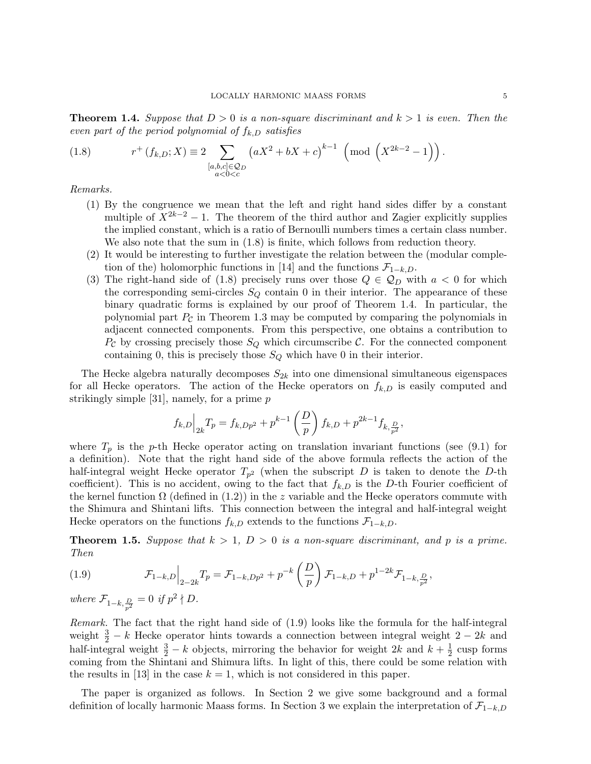**Theorem 1.4.** *Suppose that $D > 0$ is a non-square discriminant and $k > 1$ is even. Then the even part of the period polynomial of $f_{k,D}$ satisfies*

$$r^+ (f_{k,D}; X) \equiv 2 \sum_{\substack{[a,b,c]\in\mathcal{Q}_D \\ a<0<c}} \left(aX^2 + bX + c\right)^{k-1} \ \left(\mathrm{mod}\ \left(X^{2k-2} - 1\right)\right). \tag{1.8}$$

*Remarks.*

1. By the congruence we mean that the left and right hand sides differ by a constant multiple of $X^{2k-2} - 1$. The theorem of the third author and Zagier explicitly supplies the implied constant, which is a ratio of Bernoulli numbers times a certain class number. We also note that the sum in (1.8) is finite, which follows from reduction theory.
2. It would be interesting to further investigate the relation between the (modular completion of the) holomorphic functions in [14] and the functions $\mathcal{F}_{1-k,D}$.
3. The right-hand side of (1.8) precisely runs over those $Q \in \mathcal{Q}_D$ with $a < 0$ for which the corresponding semi-circles $S_Q$ contain 0 in their interior. The appearance of these binary quadratic forms is explained by our proof of Theorem 1.4. In particular, the polynomial part $P_{\mathcal{C}}$ in Theorem 1.3 may be computed by comparing the polynomials in adjacent connected components. From this perspective, one obtains a contribution to $P_{\mathcal{C}}$ by crossing precisely those $S_Q$ which circumscribe $\mathcal{C}$. For the connected component containing 0, this is precisely those $S_Q$ which have 0 in their interior.

The Hecke algebra naturally decomposes $S_{2k}$ into one dimensional simultaneous eigenspaces for all Hecke operators. The action of the Hecke operators on $f_{k,D}$ is easily computed and strikingly simple [31], namely, for a prime $p$

$$f_{k,D}\Big|_{2k} T_p = f_{k,Dp^2} + p^{k-1}\left(\frac{D}{p}\right) f_{k,D} + p^{2k-1} f_{k,\frac{D}{p^2}},$$

where $T_p$ is the $p$-th Hecke operator acting on translation invariant functions (see (9.1) for a definition). Note that the right hand side of the above formula reflects the action of the half-integral weight Hecke operator $T_{p^2}$ (when the subscript $D$ is taken to denote the $D$-th coefficient). This is no accident, owing to the fact that $f_{k,D}$ is the $D$-th Fourier coefficient of the kernel function $\Omega$ (defined in (1.2)) in the $z$ variable and the Hecke operators commute with the Shimura and Shintani lifts. This connection between the integral and half-integral weight Hecke operators on the functions $f_{k,D}$ extends to the functions $\mathcal{F}_{1-k,D}$.

**Theorem 1.5.** *Suppose that $k > 1$, $D > 0$ is a non-square discriminant, and $p$ is a prime. Then*

$$\mathcal{F}_{1-k,D}\Big|_{2-2k} T_p = \mathcal{F}_{1-k,Dp^2} + p^{-k}\left(\frac{D}{p}\right)\mathcal{F}_{1-k,D} + p^{1-2k}\mathcal{F}_{1-k,\frac{D}{p^2}}, \tag{1.9}$$

*where $\mathcal{F}_{1-k,\frac{D}{p^2}} = 0$ if $p^2 \nmid D$.*

*Remark.* The fact that the right hand side of (1.9) looks like the formula for the half-integral weight $\frac{3}{2} - k$ Hecke operator hints towards a connection between integral weight $2 - 2k$ and half-integral weight $\frac{3}{2} - k$ objects, mirroring the behavior for weight $2k$ and $k + \frac{1}{2}$ cusp forms coming from the Shintani and Shimura lifts. In light of this, there could be some relation with the results in [13] in the case $k = 1$, which is not considered in this paper.

The paper is organized as follows. In Section 2 we give some background and a formal definition of locally harmonic Maass forms. In Section 3 we explain the interpretation of $\mathcal{F}_{1-k,D}$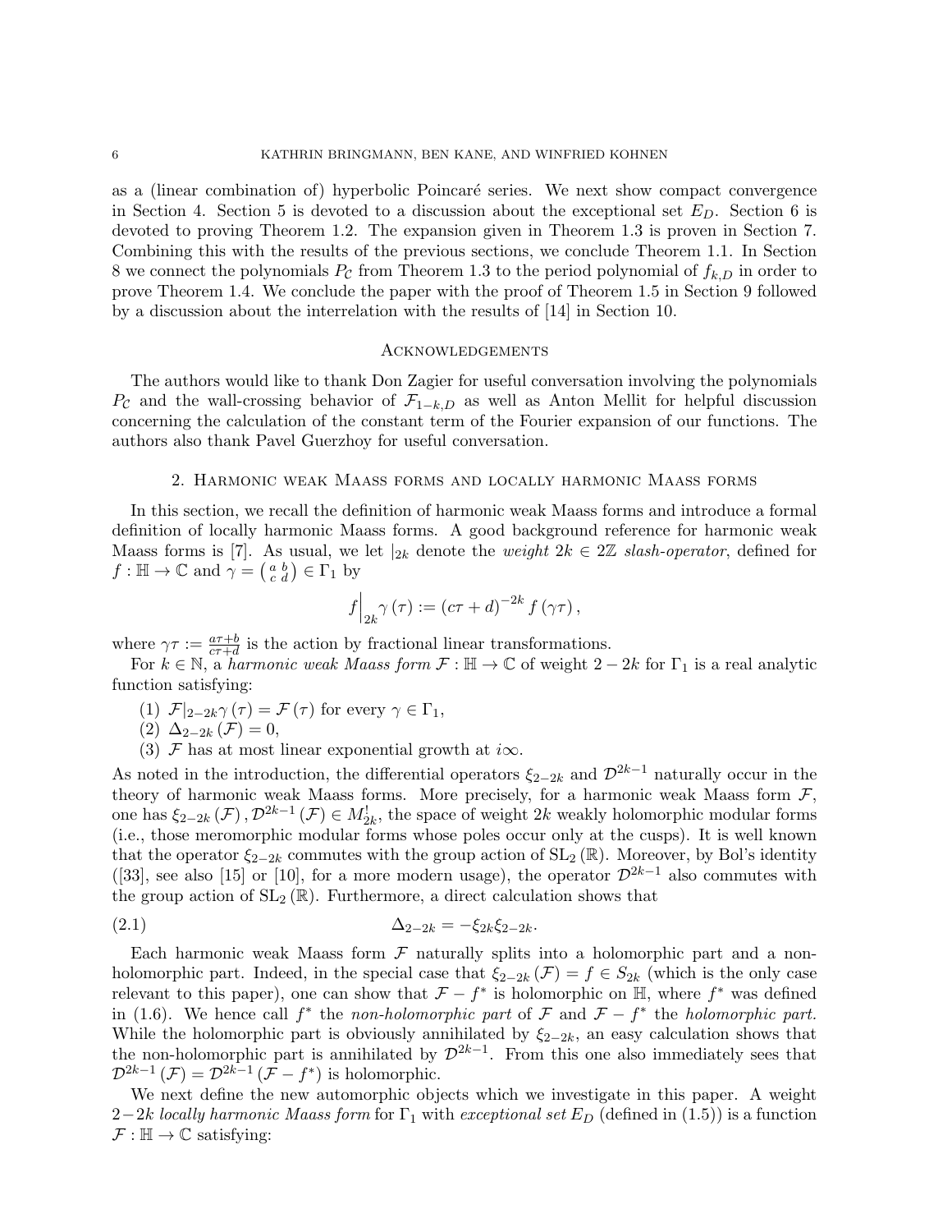as a (linear combination of) hyperbolic Poincaré series. We next show compact convergence in Section 4. Section 5 is devoted to a discussion about the exceptional set $E_D$. Section 6 is devoted to proving Theorem 1.2. The expansion given in Theorem 1.3 is proven in Section 7. Combining this with the results of the previous sections, we conclude Theorem 1.1. In Section 8 we connect the polynomials $P_{\mathcal{C}}$ from Theorem 1.3 to the period polynomial of $f_{k,D}$ in order to prove Theorem 1.4. We conclude the paper with the proof of Theorem 1.5 in Section 9 followed by a discussion about the interrelation with the results of [14] in Section 10.

## Acknowledgements

The authors would like to thank Don Zagier for useful conversation involving the polynomials $P_{\mathcal{C}}$ and the wall-crossing behavior of $\mathcal{F}_{1-k,D}$ as well as Anton Mellit for helpful discussion concerning the calculation of the constant term of the Fourier expansion of our functions. The authors also thank Pavel Guerzhoy for useful conversation.

## 2. Harmonic weak Maass forms and locally harmonic Maass forms

In this section, we recall the definition of harmonic weak Maass forms and introduce a formal definition of locally harmonic Maass forms. A good background reference for harmonic weak Maass forms is [7]. As usual, we let $|_{2k}$ denote the *weight* $2k \in 2\mathbb{Z}$ *slash-operator*, defined for $f : \mathbb{H} \to \mathbb{C}$ and $\gamma = \left(\begin{smallmatrix} a & b \\ c & d \end{smallmatrix}\right) \in \Gamma_1$ by

$$f\Big|_{2k}\gamma(\tau) := (c\tau + d)^{-2k} f(\gamma\tau),$$

where $\gamma\tau := \frac{a\tau+b}{c\tau+d}$ is the action by fractional linear transformations.

For $k \in \mathbb{N}$, a *harmonic weak Maass form* $\mathcal{F} : \mathbb{H} \to \mathbb{C}$ of weight $2-2k$ for $\Gamma_1$ is a real analytic function satisfying:

(1) $\mathcal{F}|_{2-2k}\gamma(\tau) = \mathcal{F}(\tau)$ for every $\gamma \in \Gamma_1$,
(2) $\Delta_{2-2k}(\mathcal{F}) = 0$,
(3) $\mathcal{F}$ has at most linear exponential growth at $i\infty$.

As noted in the introduction, the differential operators $\xi_{2-2k}$ and $\mathcal{D}^{2k-1}$ naturally occur in the theory of harmonic weak Maass forms. More precisely, for a harmonic weak Maass form $\mathcal{F}$, one has $\xi_{2-2k}(\mathcal{F}), \mathcal{D}^{2k-1}(\mathcal{F}) \in M_{2k}^!$, the space of weight $2k$ weakly holomorphic modular forms (i.e., those meromorphic modular forms whose poles occur only at the cusps). It is well known that the operator $\xi_{2-2k}$ commutes with the group action of $\mathrm{SL}_2(\mathbb{R})$. Moreover, by Bol's identity ([33], see also [15] or [10], for a more modern usage), the operator $\mathcal{D}^{2k-1}$ also commutes with the group action of $\mathrm{SL}_2(\mathbb{R})$. Furthermore, a direct calculation shows that

$$\Delta_{2-2k} = -\xi_{2k}\xi_{2-2k}. \tag{2.1}$$

Each harmonic weak Maass form $\mathcal{F}$ naturally splits into a holomorphic part and a non-holomorphic part. Indeed, in the special case that $\xi_{2-2k}(\mathcal{F}) = f \in S_{2k}$ (which is the only case relevant to this paper), one can show that $\mathcal{F} - f^*$ is holomorphic on $\mathbb{H}$, where $f^*$ was defined in (1.6). We hence call $f^*$ the *non-holomorphic part* of $\mathcal{F}$ and $\mathcal{F} - f^*$ the *holomorphic part*. While the holomorphic part is obviously annihilated by $\xi_{2-2k}$, an easy calculation shows that the non-holomorphic part is annihilated by $\mathcal{D}^{2k-1}$. From this one also immediately sees that $\mathcal{D}^{2k-1}(\mathcal{F}) = \mathcal{D}^{2k-1}(\mathcal{F} - f^*)$ is holomorphic.

We next define the new automorphic objects which we investigate in this paper. A weight $2-2k$ *locally harmonic Maass form* for $\Gamma_1$ with *exceptional set* $E_D$ (defined in (1.5)) is a function $\mathcal{F} : \mathbb{H} \to \mathbb{C}$ satisfying: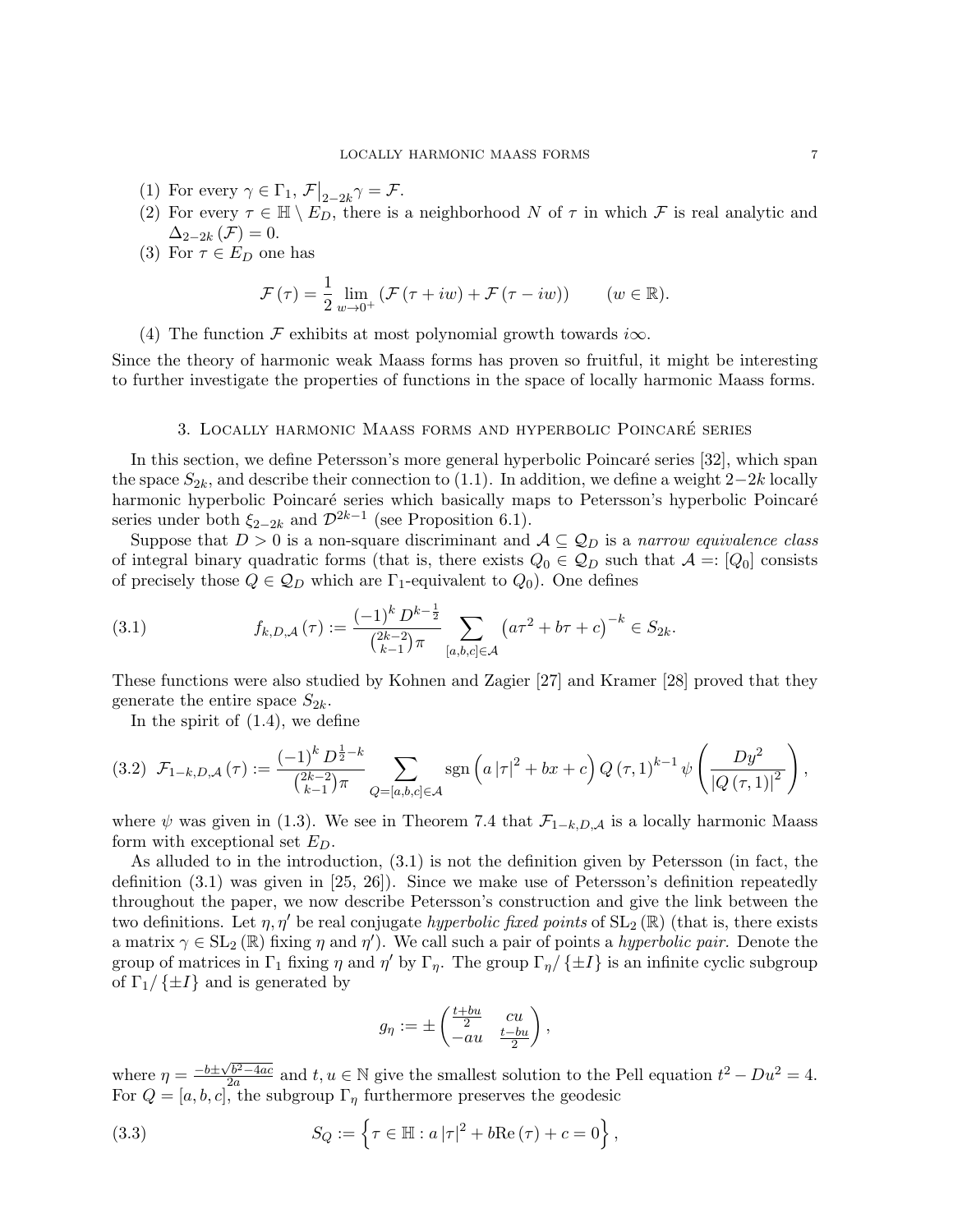(1) For every $\gamma \in \Gamma_1$, $\mathcal{F}\big|_{2-2k}\gamma = \mathcal{F}$.
(2) For every $\tau \in \mathbb{H} \setminus E_D$, there is a neighborhood $N$ of $\tau$ in which $\mathcal{F}$ is real analytic and $\Delta_{2-2k}(\mathcal{F}) = 0$.
(3) For $\tau \in E_D$ one has

$$\mathcal{F}(\tau) = \frac{1}{2}\lim_{w \to 0^+}\left(\mathcal{F}(\tau + iw) + \mathcal{F}(\tau - iw)\right) \qquad (w \in \mathbb{R}).$$

(4) The function $\mathcal{F}$ exhibits at most polynomial growth towards $i\infty$.

Since the theory of harmonic weak Maass forms has proven so fruitful, it might be interesting to further investigate the properties of functions in the space of locally harmonic Maass forms.

## 3. Locally harmonic Maass forms and hyperbolic Poincaré series

In this section, we define Petersson's more general hyperbolic Poincaré series [32], which span the space $S_{2k}$, and describe their connection to (1.1). In addition, we define a weight $2-2k$ locally harmonic hyperbolic Poincaré series which basically maps to Petersson's hyperbolic Poincaré series under both $\xi_{2-2k}$ and $\mathcal{D}^{2k-1}$ (see Proposition 6.1).

Suppose that $D > 0$ is a non-square discriminant and $\mathcal{A} \subseteq \mathcal{Q}_D$ is a *narrow equivalence class* of integral binary quadratic forms (that is, there exists $Q_0 \in \mathcal{Q}_D$ such that $\mathcal{A} =: [Q_0]$ consists of precisely those $Q \in \mathcal{Q}_D$ which are $\Gamma_1$-equivalent to $Q_0$). One defines

$$f_{k,D,\mathcal{A}}(\tau) := \frac{(-1)^k D^{k-\frac{1}{2}}}{\binom{2k-2}{k-1}\pi} \sum_{[a,b,c] \in \mathcal{A}} \left(a\tau^2 + b\tau + c\right)^{-k} \in S_{2k}. \tag{3.1}$$

These functions were also studied by Kohnen and Zagier [27] and Kramer [28] proved that they generate the entire space $S_{2k}$.

In the spirit of (1.4), we define

$$\mathcal{F}_{1-k,D,\mathcal{A}}(\tau) := \frac{(-1)^k D^{\frac{1}{2}-k}}{\binom{2k-2}{k-1}\pi} \sum_{Q=[a,b,c] \in \mathcal{A}} \operatorname{sgn}\left(a|\tau|^2 + bx + c\right) Q(\tau,1)^{k-1}\, \psi\left(\frac{Dy^2}{|Q(\tau,1)|^2}\right), \tag{3.2}$$

where $\psi$ was given in (1.3). We see in Theorem 7.4 that $\mathcal{F}_{1-k,D,\mathcal{A}}$ is a locally harmonic Maass form with exceptional set $E_D$.

As alluded to in the introduction, (3.1) is not the definition given by Petersson (in fact, the definition (3.1) was given in [25, 26]). Since we make use of Petersson's definition repeatedly throughout the paper, we now describe Petersson's construction and give the link between the two definitions. Let $\eta, \eta'$ be real conjugate *hyperbolic fixed points* of $\mathrm{SL}_2(\mathbb{R})$ (that is, there exists a matrix $\gamma \in \mathrm{SL}_2(\mathbb{R})$ fixing $\eta$ and $\eta'$). We call such a pair of points a *hyperbolic pair.* Denote the group of matrices in $\Gamma_1$ fixing $\eta$ and $\eta'$ by $\Gamma_\eta$. The group $\Gamma_\eta/\{\pm I\}$ is an infinite cyclic subgroup of $\Gamma_1/\{\pm I\}$ and is generated by

$$g_\eta := \pm\begin{pmatrix} \frac{t+bu}{2} & cu \\ -au & \frac{t-bu}{2} \end{pmatrix},$$

where $\eta = \frac{-b \pm \sqrt{b^2-4ac}}{2a}$ and $t, u \in \mathbb{N}$ give the smallest solution to the Pell equation $t^2 - Du^2 = 4$. For $Q = [a,b,c]$, the subgroup $\Gamma_\eta$ furthermore preserves the geodesic

$$S_Q := \left\{\tau \in \mathbb{H} : a|\tau|^2 + b\mathrm{Re}(\tau) + c = 0\right\}, \tag{3.3}$$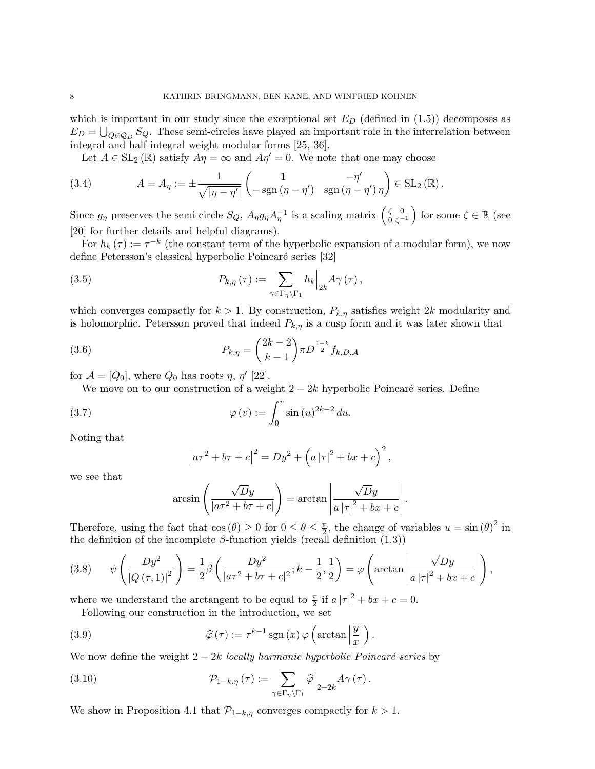which is important in our study since the exceptional set $E_D$ (defined in (1.5)) decomposes as $E_D = \bigcup_{Q\in\mathcal{Q}_D} S_Q$. These semi-circles have played an important role in the interrelation between integral and half-integral weight modular forms [25, 36].

Let $A \in \mathrm{SL}_2(\mathbb{R})$ satisfy $A\eta = \infty$ and $A\eta' = 0$. We note that one may choose

$$A = A_\eta := \pm \frac{1}{\sqrt{|\eta - \eta'|}} \begin{pmatrix} 1 & -\eta' \\ -\operatorname{sgn}(\eta - \eta') & \operatorname{sgn}(\eta - \eta')\,\eta \end{pmatrix} \in \mathrm{SL}_2(\mathbb{R}). \tag{3.4}$$

Since $g_\eta$ preserves the semi-circle $S_Q$, $A_\eta g_\eta A_\eta^{-1}$ is a scaling matrix $\left(\begin{smallmatrix} \zeta & 0 \\ 0 & \zeta^{-1}\end{smallmatrix}\right)$ for some $\zeta \in \mathbb{R}$ (see [20] for further details and helpful diagrams).

For $h_k(\tau) := \tau^{-k}$ (the constant term of the hyperbolic expansion of a modular form), we now define Petersson's classical hyperbolic Poincaré series [32]

$$P_{k,\eta}(\tau) := \sum_{\gamma \in \Gamma_\eta \backslash \Gamma_1} h_k\Big|_{2k} A\gamma(\tau), \tag{3.5}$$

which converges compactly for $k > 1$. By construction, $P_{k,\eta}$ satisfies weight $2k$ modularity and is holomorphic. Petersson proved that indeed $P_{k,\eta}$ is a cusp form and it was later shown that

$$P_{k,\eta} = \binom{2k-2}{k-1} \pi D^{\frac{1-k}{2}} f_{k,D,\mathcal{A}} \tag{3.6}$$

for $\mathcal{A} = [Q_0]$, where $Q_0$ has roots $\eta$, $\eta'$ [22].

We move on to our construction of a weight $2-2k$ hyperbolic Poincaré series. Define

$$\varphi(v) := \int_0^v \sin(u)^{2k-2}\, du. \tag{3.7}$$

Noting that

$$\left|a\tau^2 + b\tau + c\right|^2 = Dy^2 + \left(a|\tau|^2 + bx + c\right)^2,$$

we see that

$$\arcsin\left(\frac{\sqrt{D}y}{|a\tau^2 + b\tau + c|}\right) = \arctan\left|\frac{\sqrt{D}y}{a|\tau|^2 + bx + c}\right|.$$

Therefore, using the fact that $\cos(\theta) \geq 0$ for $0 \leq \theta \leq \frac{\pi}{2}$, the change of variables $u = \sin(\theta)^2$ in the definition of the incomplete $\beta$-function yields (recall definition (1.3))

$$\psi\left(\frac{Dy^2}{|Q(\tau,1)|^2}\right) = \frac{1}{2}\beta\left(\frac{Dy^2}{|a\tau^2 + b\tau + c|^2}; k - \frac{1}{2}, \frac{1}{2}\right) = \varphi\left(\arctan\left|\frac{\sqrt{D}y}{a|\tau|^2 + bx + c}\right|\right), \tag{3.8}$$

where we understand the arctangent to be equal to $\frac{\pi}{2}$ if $a|\tau|^2 + bx + c = 0$.

Following our construction in the introduction, we set

$$\widehat{\varphi}(\tau) := \tau^{k-1} \operatorname{sgn}(x)\, \varphi\left(\arctan\left|\frac{y}{x}\right|\right). \tag{3.9}$$

We now define the weight $2-2k$ *locally harmonic hyperbolic Poincaré series* by

$$\mathcal{P}_{1-k,\eta}(\tau) := \sum_{\gamma \in \Gamma_\eta \backslash \Gamma_1} \widehat{\varphi}\Big|_{2-2k} A\gamma(\tau). \tag{3.10}$$

We show in Proposition 4.1 that $\mathcal{P}_{1-k,\eta}$ converges compactly for $k > 1$.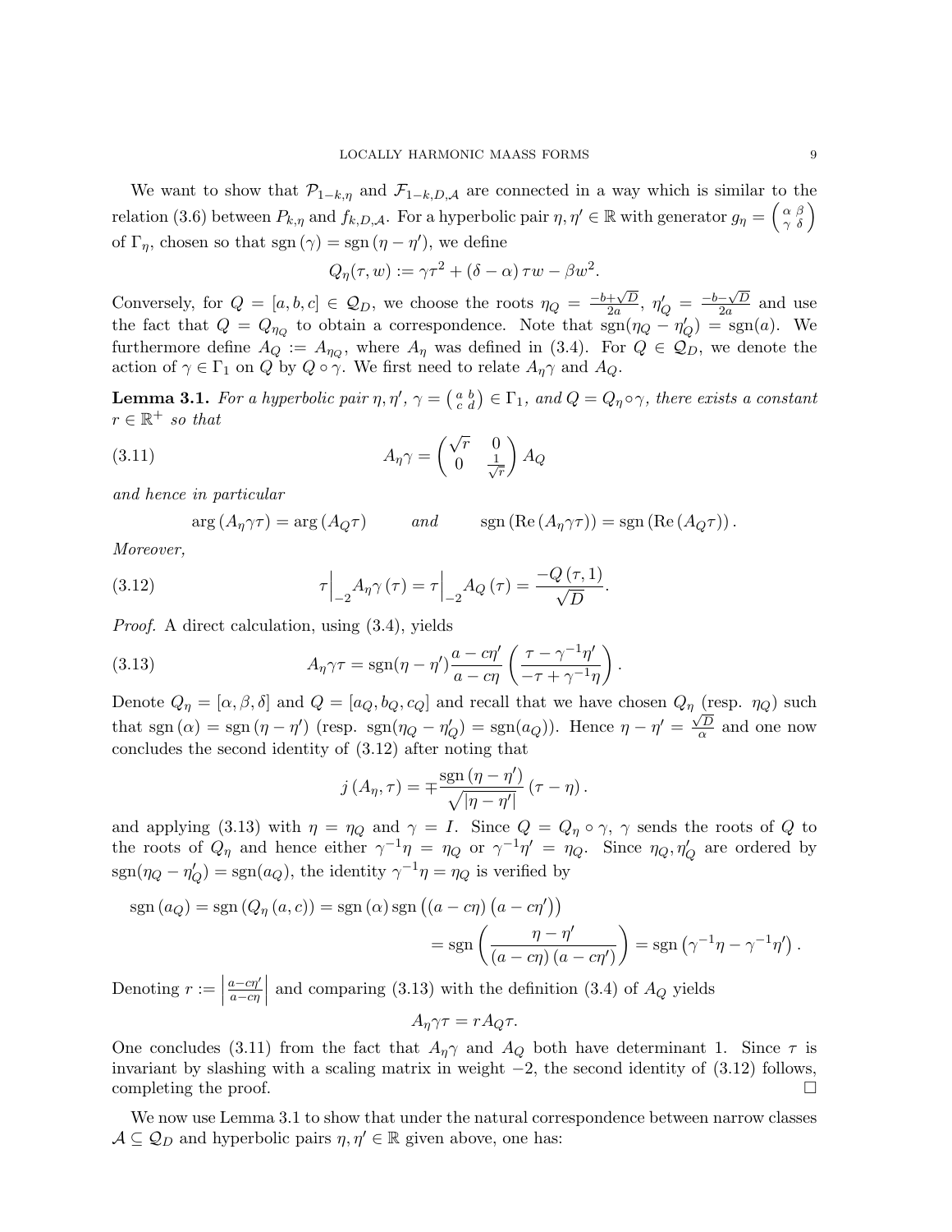We want to show that $\mathcal{P}_{1-k,\eta}$ and $\mathcal{F}_{1-k,D,\mathcal{A}}$ are connected in a way which is similar to the relation (3.6) between $P_{k,\eta}$ and $f_{k,D,\mathcal{A}}$. For a hyperbolic pair $\eta, \eta' \in \mathbb{R}$ with generator $g_\eta = \left(\begin{smallmatrix} \alpha & \beta \\ \gamma & \delta \end{smallmatrix}\right)$ of $\Gamma_\eta$, chosen so that $\operatorname{sgn}(\gamma) = \operatorname{sgn}(\eta - \eta')$, we define

$$Q_\eta(\tau, w) := \gamma\tau^2 + (\delta - \alpha)\,\tau w - \beta w^2.$$

Conversely, for $Q = [a,b,c] \in \mathcal{Q}_D$, we choose the roots $\eta_Q = \frac{-b+\sqrt{D}}{2a}$, $\eta_Q' = \frac{-b-\sqrt{D}}{2a}$ and use the fact that $Q = Q_{\eta_Q}$ to obtain a correspondence. Note that $\operatorname{sgn}(\eta_Q - \eta_Q') = \operatorname{sgn}(a)$. We furthermore define $A_Q := A_{\eta_Q}$, where $A_\eta$ was defined in (3.4). For $Q \in \mathcal{Q}_D$, we denote the action of $\gamma \in \Gamma_1$ on $Q$ by $Q \circ \gamma$. We first need to relate $A_\eta \gamma$ and $A_Q$.

**Lemma 3.1.** *For a hyperbolic pair $\eta, \eta'$, $\gamma = \left(\begin{smallmatrix} a & b \\ c & d \end{smallmatrix}\right) \in \Gamma_1$, and $Q = Q_\eta \circ \gamma$, there exists a constant $r \in \mathbb{R}^+$ so that*

$$A_\eta \gamma = \begin{pmatrix} \sqrt{r} & 0 \\ 0 & \frac{1}{\sqrt{r}} \end{pmatrix} A_Q \tag{3.11}$$

*and hence in particular*

$$\arg\left(A_\eta \gamma \tau\right) = \arg\left(A_Q \tau\right) \qquad \textit{and} \qquad \operatorname{sgn}\left(\operatorname{Re}\left(A_\eta \gamma \tau\right)\right) = \operatorname{sgn}\left(\operatorname{Re}\left(A_Q \tau\right)\right).$$

*Moreover,*

$$\tau\Big|_{-2} A_\eta \gamma\,(\tau) = \tau\Big|_{-2} A_Q\,(\tau) = \frac{-Q\,(\tau, 1)}{\sqrt{D}}. \tag{3.12}$$

*Proof.* A direct calculation, using (3.4), yields

$$A_\eta \gamma \tau = \operatorname{sgn}(\eta - \eta') \frac{a - c\eta'}{a - c\eta} \left( \frac{\tau - \gamma^{-1}\eta'}{-\tau + \gamma^{-1}\eta} \right). \tag{3.13}$$

Denote $Q_\eta = [\alpha, \beta, \delta]$ and $Q = [a_Q, b_Q, c_Q]$ and recall that we have chosen $Q_\eta$ (resp. $\eta_Q$) such that $\operatorname{sgn}(\alpha) = \operatorname{sgn}(\eta - \eta')$ (resp. $\operatorname{sgn}(\eta_Q - \eta_Q') = \operatorname{sgn}(a_Q)$). Hence $\eta - \eta' = \frac{\sqrt{D}}{\alpha}$ and one now concludes the second identity of (3.12) after noting that

$$j\left(A_\eta, \tau\right) = \mp \frac{\operatorname{sgn}\left(\eta - \eta'\right)}{\sqrt{|\eta - \eta'|}} \left(\tau - \eta\right).$$

and applying (3.13) with $\eta = \eta_Q$ and $\gamma = I$. Since $Q = Q_\eta \circ \gamma$, $\gamma$ sends the roots of $Q$ to the roots of $Q_\eta$ and hence either $\gamma^{-1}\eta = \eta_Q$ or $\gamma^{-1}\eta' = \eta_Q$. Since $\eta_Q, \eta_Q'$ are ordered by $\operatorname{sgn}(\eta_Q - \eta_Q') = \operatorname{sgn}(a_Q)$, the identity $\gamma^{-1}\eta = \eta_Q$ is verified by

$$\begin{aligned}
\operatorname{sgn}\left(a_Q\right) = \operatorname{sgn}\left(Q_\eta\left(a, c\right)\right) &= \operatorname{sgn}\left(\alpha\right) \operatorname{sgn}\left(\left(a - c\eta\right)\left(a - c\eta'\right)\right) \\
&= \operatorname{sgn}\left( \frac{\eta - \eta'}{\left(a - c\eta\right)\left(a - c\eta'\right)} \right) = \operatorname{sgn}\left(\gamma^{-1}\eta - \gamma^{-1}\eta'\right).
\end{aligned}$$

Denoting $r := \left|\frac{a - c\eta'}{a - c\eta}\right|$ and comparing (3.13) with the definition (3.4) of $A_Q$ yields

$$A_\eta \gamma \tau = r A_Q \tau.$$

One concludes (3.11) from the fact that $A_\eta \gamma$ and $A_Q$ both have determinant 1. Since $\tau$ is invariant by slashing with a scaling matrix in weight $-2$, the second identity of (3.12) follows, completing the proof. $\square$

We now use Lemma 3.1 to show that under the natural correspondence between narrow classes $\mathcal{A} \subseteq \mathcal{Q}_D$ and hyperbolic pairs $\eta, \eta' \in \mathbb{R}$ given above, one has: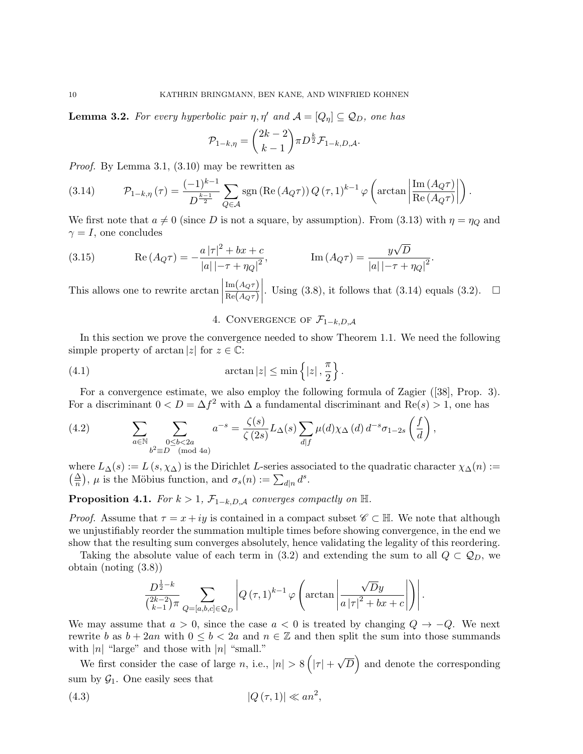**Lemma 3.2.** *For every hyperbolic pair $\eta, \eta'$ and $\mathcal{A} = [Q_\eta] \subseteq \mathcal{Q}_D$, one has*

$$\mathcal{P}_{1-k,\eta} = \binom{2k-2}{k-1} \pi D^{\frac{k}{2}} \mathcal{F}_{1-k,D,\mathcal{A}}.$$

*Proof.* By Lemma 3.1, (3.10) may be rewritten as

$$\mathcal{P}_{1-k,\eta}(\tau) = \frac{(-1)^{k-1}}{D^{\frac{k-1}{2}}} \sum_{Q \in \mathcal{A}} \operatorname{sgn}\left(\operatorname{Re}\left(A_Q \tau\right)\right) Q(\tau, 1)^{k-1} \varphi\left(\arctan\left|\frac{\operatorname{Im}\left(A_Q\tau\right)}{\operatorname{Re}\left(A_Q\tau\right)}\right|\right). \tag{3.14}$$

We first note that $a \neq 0$ (since $D$ is not a square, by assumption). From (3.13) with $\eta = \eta_Q$ and $\gamma = I$, one concludes

$$\operatorname{Re}\left(A_Q\tau\right) = -\frac{a|\tau|^2 + bx + c}{|a|\left|-\tau + \eta_Q\right|^2}, \qquad \operatorname{Im}\left(A_Q\tau\right) = \frac{y\sqrt{D}}{|a|\left|-\tau+\eta_Q\right|^2}. \tag{3.15}$$

This allows one to rewrite $\arctan\left|\frac{\operatorname{Im}\left(A_Q\tau\right)}{\operatorname{Re}\left(A_Q\tau\right)}\right|$. Using (3.8), it follows that (3.14) equals (3.2). $\square$

## 4. Convergence of $\mathcal{F}_{1-k,D,\mathcal{A}}$

In this section we prove the convergence needed to show Theorem 1.1. We need the following simple property of $\arctan|z|$ for $z \in \mathbb{C}$:

$$\arctan|z| \leq \min\left\{|z|, \frac{\pi}{2}\right\}. \tag{4.1}$$

For a convergence estimate, we also employ the following formula of Zagier ([38], Prop. 3). For a discriminant $0 < D = \Delta f^2$ with $\Delta$ a fundamental discriminant and $\operatorname{Re}(s) > 1$, one has

$$\sum_{a \in \mathbb{N}} \sum_{\substack{0 \leq b < 2a \\ b^2 \equiv D \pmod{4a}}} a^{-s} = \frac{\zeta(s)}{\zeta(2s)} L_\Delta(s) \sum_{d|f} \mu(d) \chi_\Delta(d) d^{-s} \sigma_{1-2s}\left(\frac{f}{d}\right), \tag{4.2}$$

where $L_\Delta(s) := L(s, \chi_\Delta)$ is the Dirichlet $L$-series associated to the quadratic character $\chi_\Delta(n) := \left(\frac{\Delta}{n}\right)$, $\mu$ is the Möbius function, and $\sigma_s(n) := \sum_{d|n} d^s$.

**Proposition 4.1.** *For $k > 1$, $\mathcal{F}_{1-k,D,\mathcal{A}}$ converges compactly on $\mathbb{H}$.*

*Proof.* Assume that $\tau = x + iy$ is contained in a compact subset $\mathscr{C} \subset \mathbb{H}$. We note that although we unjustifiably reorder the summation multiple times before showing convergence, in the end we show that the resulting sum converges absolutely, hence validating the legality of this reordering.

Taking the absolute value of each term in (3.2) and extending the sum to all $Q \subset \mathcal{Q}_D$, we obtain (noting (3.8))

$$\frac{D^{\frac{1}{2}-k}}{\binom{2k-2}{k-1}\pi} \sum_{Q=[a,b,c] \in \mathcal{Q}_D} \left| Q(\tau,1)^{k-1} \varphi\left(\arctan\left|\frac{\sqrt{D}y}{a|\tau|^2 + bx + c}\right|\right)\right|.$$

We may assume that $a > 0$, since the case $a < 0$ is treated by changing $Q \to -Q$. We next rewrite $b$ as $b + 2an$ with $0 \leq b < 2a$ and $n \in \mathbb{Z}$ and then split the sum into those summands with $|n|$ "large" and those with $|n|$ "small."

We first consider the case of large $n$, i.e., $|n| > 8\left(|\tau| + \sqrt{D}\right)$ and denote the corresponding sum by $\mathcal{G}_1$. One easily sees that

$$|Q(\tau, 1)| \ll an^2, \tag{4.3}$$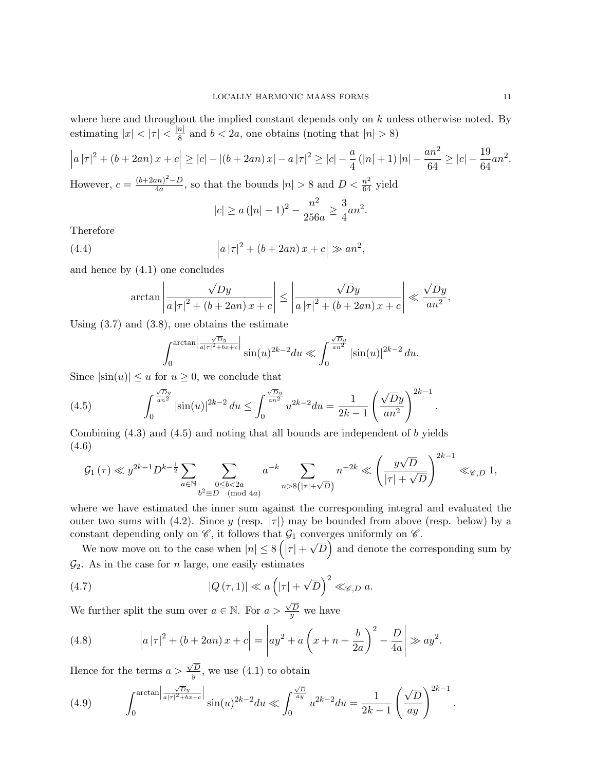where here and throughout the implied constant depends only on $k$ unless otherwise noted. By estimating $|x| < |\tau| < \frac{|n|}{8}$ and $b < 2a$, one obtains (noting that $|n| > 8$)

$$\left|a\,|\tau|^2 + (b+2an)\,x + c\right| \geq |c| - |(b+2an)\,x| - a\,|\tau|^2 \geq |c| - \frac{a}{4}\left(|n|+1\right)|n| - \frac{an^2}{64} \geq |c| - \frac{19}{64}an^2.$$

However, $c = \frac{(b+2an)^2-D}{4a}$, so that the bounds $|n| > 8$ and $D < \frac{n^2}{64}$ yield

$$|c| \geq a\left(|n|-1\right)^2 - \frac{n^2}{256a} \geq \frac{3}{4}an^2.$$

Therefore

$$\left|a\,|\tau|^2 + (b+2an)\,x + c\right| \gg an^2, \tag{4.4}$$

and hence by (4.1) one concludes

$$\arctan\left|\frac{\sqrt{D}y}{a\,|\tau|^2 + (b+2an)\,x + c}\right| \leq \left|\frac{\sqrt{D}y}{a\,|\tau|^2 + (b+2an)\,x + c}\right| \ll \frac{\sqrt{D}y}{an^2},$$

Using (3.7) and (3.8), one obtains the estimate

$$\int_0^{\arctan\left|\frac{\sqrt{D}y}{a|\tau|^2+bx+c}\right|} \sin(u)^{2k-2}du \ll \int_0^{\frac{\sqrt{D}y}{an^2}} |\sin(u)|^{2k-2}\,du.$$

Since $|\sin(u)| \leq u$ for $u \geq 0$, we conclude that

$$\int_0^{\frac{\sqrt{D}y}{an^2}} |\sin(u)|^{2k-2}\,du \leq \int_0^{\frac{\sqrt{D}y}{an^2}} u^{2k-2}du = \frac{1}{2k-1}\left(\frac{\sqrt{D}y}{an^2}\right)^{2k-1}. \tag{4.5}$$

Combining (4.3) and (4.5) and noting that all bounds are independent of $b$ yields

$$\mathcal{G}_1(\tau) \ll y^{2k-1}D^{k-\frac{1}{2}} \sum_{a\in\mathbb{N}} \sum_{\substack{0\leq b<2a \\ b^2\equiv D \pmod{4a}}} a^{-k} \sum_{n>8\left(|\tau|+\sqrt{D}\right)} n^{-2k} \ll \left(\frac{y\sqrt{D}}{|\tau|+\sqrt{D}}\right)^{2k-1} \ll_{\mathscr{C},D} 1, \tag{4.6}$$

where we have estimated the inner sum against the corresponding integral and evaluated the outer two sums with (4.2). Since $y$ (resp. $|\tau|$) may be bounded from above (resp. below) by a constant depending only on $\mathscr{C}$, it follows that $\mathcal{G}_1$ converges uniformly on $\mathscr{C}$.

We now move on to the case when $|n| \leq 8\left(|\tau|+\sqrt{D}\right)$ and denote the corresponding sum by $\mathcal{G}_2$. As in the case for $n$ large, one easily estimates

$$|Q(\tau,1)| \ll a\left(|\tau|+\sqrt{D}\right)^2 \ll_{\mathscr{C},D} a. \tag{4.7}$$

We further split the sum over $a \in \mathbb{N}$. For $a > \frac{\sqrt{D}}{y}$ we have

$$\left|a\,|\tau|^2 + (b+2an)\,x + c\right| = \left|ay^2 + a\left(x+n+\frac{b}{2a}\right)^2 - \frac{D}{4a}\right| \gg ay^2. \tag{4.8}$$

Hence for the terms $a > \frac{\sqrt{D}}{y}$, we use (4.1) to obtain

$$\int_0^{\arctan\left|\frac{\sqrt{D}y}{a|\tau|^2+bx+c}\right|} \sin(u)^{2k-2}du \ll \int_0^{\frac{\sqrt{D}}{ay}} u^{2k-2}du = \frac{1}{2k-1}\left(\frac{\sqrt{D}}{ay}\right)^{2k-1}. \tag{4.9}$$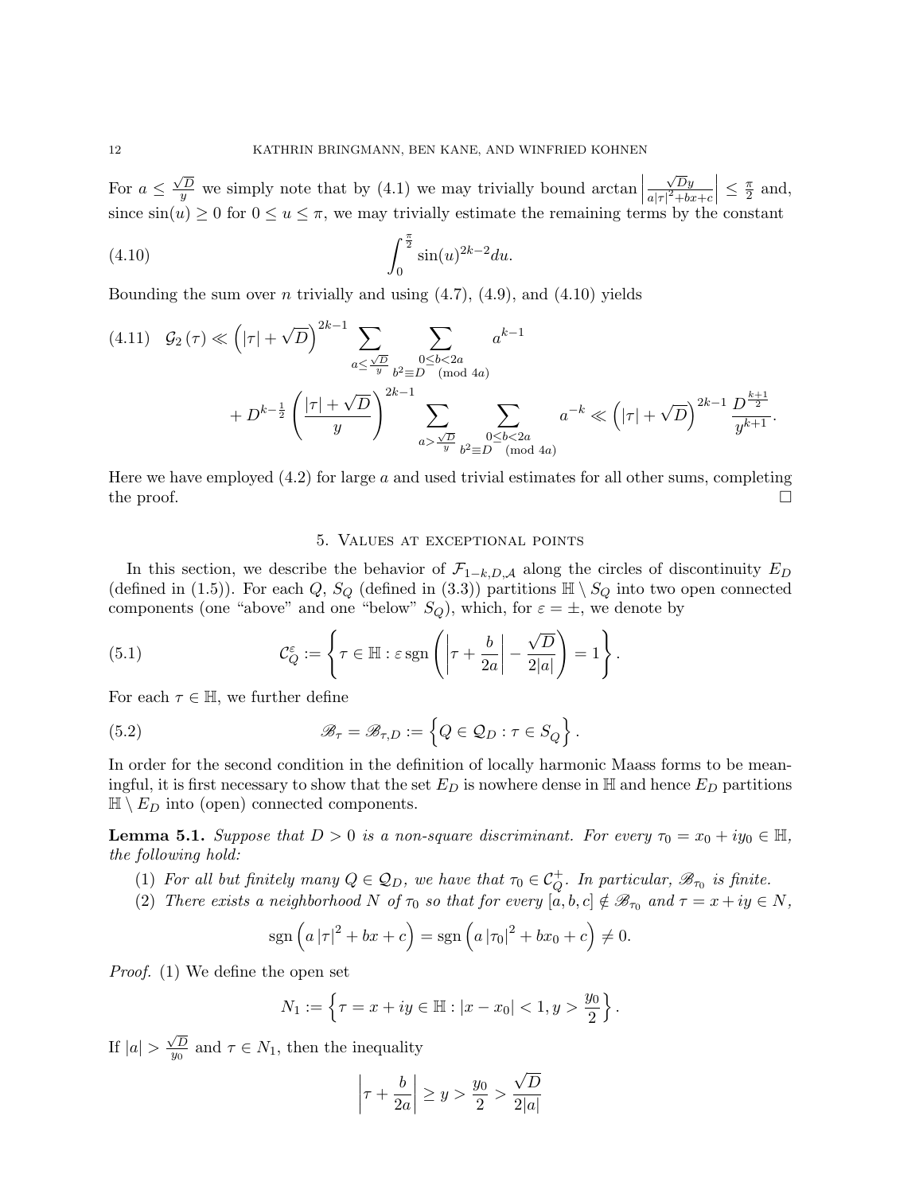For $a \leq \frac{\sqrt{D}}{y}$ we simply note that by (4.1) we may trivially bound $\arctan\left|\frac{\sqrt{D}y}{a|\tau|^2+bx+c}\right| \leq \frac{\pi}{2}$ and, since $\sin(u) \geq 0$ for $0 \leq u \leq \pi$, we may trivially estimate the remaining terms by the constant

$$\int_0^{\frac{\pi}{2}} \sin(u)^{2k-2} du. \tag{4.10}$$

Bounding the sum over $n$ trivially and using (4.7), (4.9), and (4.10) yields

$$\mathcal{G}_2(\tau) \ll \left(|\tau| + \sqrt{D}\right)^{2k-1} \sum_{a \leq \frac{\sqrt{D}}{y}} \sum_{\substack{0 \leq b < 2a \\ b^2 \equiv D \pmod{4a}}} a^{k-1}$$
$$+ D^{k-\frac{1}{2}} \left(\frac{|\tau| + \sqrt{D}}{y}\right)^{2k-1} \sum_{a > \frac{\sqrt{D}}{y}} \sum_{\substack{0 \leq b < 2a \\ b^2 \equiv D \pmod{4a}}} a^{-k} \ll \left(|\tau| + \sqrt{D}\right)^{2k-1} \frac{D^{\frac{k+1}{2}}}{y^{k+1}}. \tag{4.11}$$

Here we have employed (4.2) for large $a$ and used trivial estimates for all other sums, completing the proof. □

## 5. Values at exceptional points

In this section, we describe the behavior of $\mathcal{F}_{1-k,D,\mathcal{A}}$ along the circles of discontinuity $E_D$ (defined in (1.5)). For each $Q$, $S_Q$ (defined in (3.3)) partitions $\mathbb{H} \setminus S_Q$ into two open connected components (one "above" and one "below" $S_Q$), which, for $\varepsilon = \pm$, we denote by

$$\mathcal{C}_Q^{\varepsilon} := \left\{\tau \in \mathbb{H} : \varepsilon \operatorname{sgn}\left(\left|\tau + \frac{b}{2a}\right| - \frac{\sqrt{D}}{2|a|}\right) = 1\right\}. \tag{5.1}$$

For each $\tau \in \mathbb{H}$, we further define

$$\mathscr{B}_{\tau} = \mathscr{B}_{\tau,D} := \left\{Q \in \mathcal{Q}_D : \tau \in S_Q\right\}. \tag{5.2}$$

In order for the second condition in the definition of locally harmonic Maass forms to be meaningful, it is first necessary to show that the set $E_D$ is nowhere dense in $\mathbb{H}$ and hence $E_D$ partitions $\mathbb{H} \setminus E_D$ into (open) connected components.

**Lemma 5.1.** *Suppose that $D > 0$ is a non-square discriminant. For every $\tau_0 = x_0 + iy_0 \in \mathbb{H}$, the following hold:*

1. *For all but finitely many $Q \in \mathcal{Q}_D$, we have that $\tau_0 \in \mathcal{C}_Q^{+}$. In particular, $\mathscr{B}_{\tau_0}$ is finite.*
2. *There exists a neighborhood $N$ of $\tau_0$ so that for every $[a,b,c] \notin \mathscr{B}_{\tau_0}$ and $\tau = x + iy \in N$,*

$$\operatorname{sgn}\left(a|\tau|^2 + bx + c\right) = \operatorname{sgn}\left(a|\tau_0|^2 + bx_0 + c\right) \neq 0.$$

*Proof.* (1) We define the open set

$$N_1 := \left\{\tau = x + iy \in \mathbb{H} : |x - x_0| < 1, y > \frac{y_0}{2}\right\}.$$

If $|a| > \frac{\sqrt{D}}{y_0}$ and $\tau \in N_1$, then the inequality

$$\left|\tau + \frac{b}{2a}\right| \geq y > \frac{y_0}{2} > \frac{\sqrt{D}}{2|a|}$$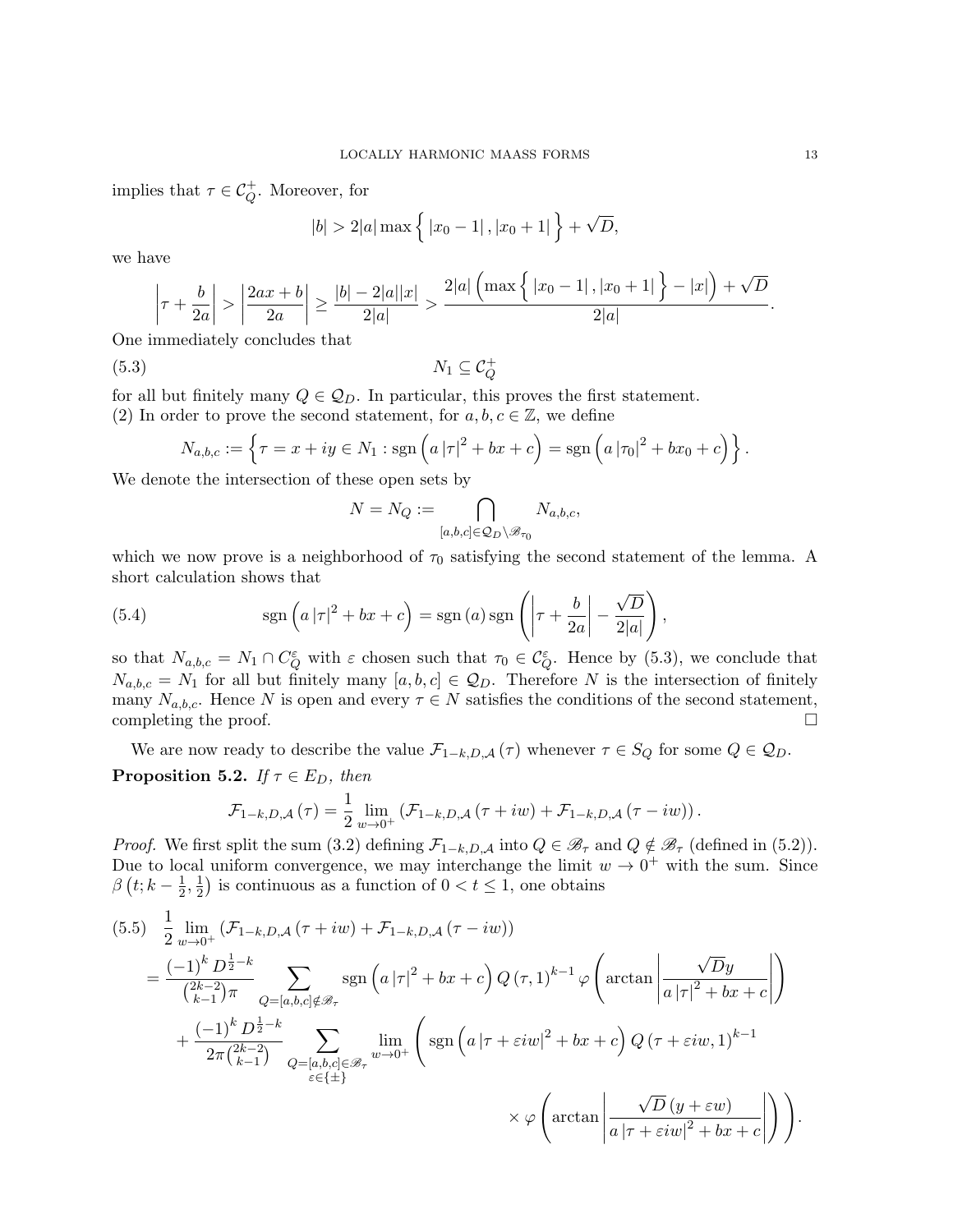implies that $\tau \in \mathcal{C}_Q^+$. Moreover, for

$$|b| > 2|a| \max\Big\{ |x_0 - 1| \, , |x_0 + 1| \Big\} + \sqrt{D},$$

we have

$$\left| \tau + \frac{b}{2a} \right| > \left| \frac{2ax + b}{2a} \right| \geq \frac{|b| - 2|a||x|}{2|a|} > \frac{2|a| \Big( \max\Big\{ |x_0 - 1| \, , |x_0 + 1| \Big\} - |x| \Big) + \sqrt{D}}{2|a|}.$$

One immediately concludes that

$$N_1 \subseteq \mathcal{C}_Q^+ \tag{5.3}$$

for all but finitely many $Q \in \mathcal{Q}_D$. In particular, this proves the first statement.
(2) In order to prove the second statement, for $a, b, c \in \mathbb{Z}$, we define

$$N_{a,b,c} := \Big\{ \tau = x + iy \in N_1 : \operatorname{sgn}\Big( a |\tau|^2 + bx + c \Big) = \operatorname{sgn}\Big( a |\tau_0|^2 + bx_0 + c \Big) \Big\}.$$

We denote the intersection of these open sets by

$$N = N_Q := \bigcap_{[a,b,c] \in \mathcal{Q}_D \setminus \mathscr{B}_{\tau_0}} N_{a,b,c},$$

which we now prove is a neighborhood of $\tau_0$ satisfying the second statement of the lemma. A short calculation shows that

$$\operatorname{sgn}\Big( a |\tau|^2 + bx + c \Big) = \operatorname{sgn}(a) \operatorname{sgn}\left( \left| \tau + \frac{b}{2a} \right| - \frac{\sqrt{D}}{2|a|} \right), \tag{5.4}$$

so that $N_{a,b,c} = N_1 \cap C_Q^{\varepsilon}$ with $\varepsilon$ chosen such that $\tau_0 \in \mathcal{C}_Q^{\varepsilon}$. Hence by (5.3), we conclude that $N_{a,b,c} = N_1$ for all but finitely many $[a, b, c] \in \mathcal{Q}_D$. Therefore $N$ is the intersection of finitely many $N_{a,b,c}$. Hence $N$ is open and every $\tau \in N$ satisfies the conditions of the second statement, completing the proof. $\square$

We are now ready to describe the value $\mathcal{F}_{1-k,D,\mathcal{A}}(\tau)$ whenever $\tau \in S_Q$ for some $Q \in \mathcal{Q}_D$.

**Proposition 5.2.** *If $\tau \in E_D$, then*

$$\mathcal{F}_{1-k,D,\mathcal{A}}(\tau) = \frac{1}{2} \lim_{w \to 0^+} \left( \mathcal{F}_{1-k,D,\mathcal{A}}(\tau + iw) + \mathcal{F}_{1-k,D,\mathcal{A}}(\tau - iw) \right).$$

*Proof.* We first split the sum (3.2) defining $\mathcal{F}_{1-k,D,\mathcal{A}}$ into $Q \in \mathscr{B}_\tau$ and $Q \notin \mathscr{B}_\tau$ (defined in (5.2)). Due to local uniform convergence, we may interchange the limit $w \to 0^+$ with the sum. Since $\beta\left(t; k - \frac{1}{2}, \frac{1}{2}\right)$ is continuous as a function of $0 < t \leq 1$, one obtains

$$\begin{aligned}
&\frac{1}{2} \lim_{w \to 0^+} \left( \mathcal{F}_{1-k,D,\mathcal{A}}(\tau + iw) + \mathcal{F}_{1-k,D,\mathcal{A}}(\tau - iw) \right) \\
&= \frac{(-1)^k D^{\frac{1}{2} - k}}{\binom{2k-2}{k-1}\pi} \sum_{Q = [a,b,c] \notin \mathscr{B}_\tau} \operatorname{sgn}\Big( a |\tau|^2 + bx + c \Big) Q(\tau, 1)^{k-1} \varphi\left( \arctan\left| \frac{\sqrt{D} y}{a |\tau|^2 + bx + c} \right| \right) \\
&\quad + \frac{(-1)^k D^{\frac{1}{2} - k}}{2\pi \binom{2k-2}{k-1}} \sum_{\substack{Q = [a,b,c] \in \mathscr{B}_\tau \\ \varepsilon \in \{\pm\}}} \lim_{w \to 0^+} \Bigg( \operatorname{sgn}\Big( a |\tau + \varepsilon i w|^2 + bx + c \Big) Q(\tau + \varepsilon i w, 1)^{k-1} \\
&\qquad\qquad \times \varphi\left( \arctan\left| \frac{\sqrt{D}(y + \varepsilon w)}{a |\tau + \varepsilon i w|^2 + bx + c} \right| \right) \Bigg).
\end{aligned} \tag{5.5}$$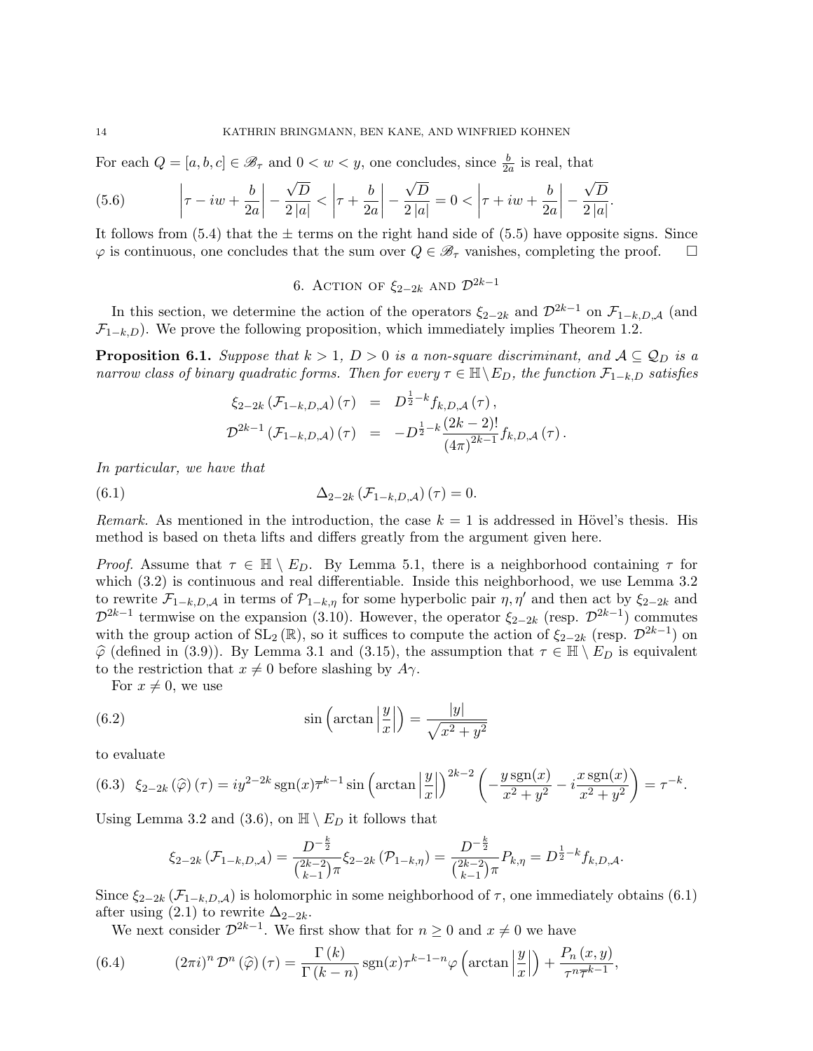For each $Q = [a, b, c] \in \mathscr{B}_\tau$ and $0 < w < y$, one concludes, since $\frac{b}{2a}$ is real, that

$$\left|\tau - iw + \frac{b}{2a}\right| - \frac{\sqrt{D}}{2|a|} < \left|\tau + \frac{b}{2a}\right| - \frac{\sqrt{D}}{2|a|} = 0 < \left|\tau + iw + \frac{b}{2a}\right| - \frac{\sqrt{D}}{2|a|}. \tag{5.6}$$

It follows from (5.4) that the $\pm$ terms on the right hand side of (5.5) have opposite signs. Since $\varphi$ is continuous, one concludes that the sum over $Q \in \mathscr{B}_\tau$ vanishes, completing the proof. $\square$

## 6. Action of $\xi_{2-2k}$ and $\mathcal{D}^{2k-1}$

In this section, we determine the action of the operators $\xi_{2-2k}$ and $\mathcal{D}^{2k-1}$ on $\mathcal{F}_{1-k,D,\mathcal{A}}$ (and $\mathcal{F}_{1-k,D}$). We prove the following proposition, which immediately implies Theorem 1.2.

**Proposition 6.1.** *Suppose that $k > 1$, $D > 0$ is a non-square discriminant, and $\mathcal{A} \subseteq \mathcal{Q}_D$ is a narrow class of binary quadratic forms. Then for every $\tau \in \mathbb{H} \setminus E_D$, the function $\mathcal{F}_{1-k,D}$ satisfies*

$$\begin{aligned}
\xi_{2-2k}\left(\mathcal{F}_{1-k,D,\mathcal{A}}\right)(\tau) &= D^{\frac{1}{2}-k} f_{k,D,\mathcal{A}}(\tau), \\
\mathcal{D}^{2k-1}\left(\mathcal{F}_{1-k,D,\mathcal{A}}\right)(\tau) &= -D^{\frac{1}{2}-k} \frac{(2k-2)!}{(4\pi)^{2k-1}} f_{k,D,\mathcal{A}}(\tau).
\end{aligned}$$

*In particular, we have that*

$$\Delta_{2-2k}\left(\mathcal{F}_{1-k,D,\mathcal{A}}\right)(\tau) = 0. \tag{6.1}$$

*Remark.* As mentioned in the introduction, the case $k = 1$ is addressed in Hövel's thesis. His method is based on theta lifts and differs greatly from the argument given here.

*Proof.* Assume that $\tau \in \mathbb{H} \setminus E_D$. By Lemma 5.1, there is a neighborhood containing $\tau$ for which (3.2) is continuous and real differentiable. Inside this neighborhood, we use Lemma 3.2 to rewrite $\mathcal{F}_{1-k,D,\mathcal{A}}$ in terms of $\mathcal{P}_{1-k,\eta}$ for some hyperbolic pair $\eta, \eta'$ and then act by $\xi_{2-2k}$ and $\mathcal{D}^{2k-1}$ termwise on the expansion (3.10). However, the operator $\xi_{2-2k}$ (resp. $\mathcal{D}^{2k-1}$) commutes with the group action of $\mathrm{SL}_2(\mathbb{R})$, so it suffices to compute the action of $\xi_{2-2k}$ (resp. $\mathcal{D}^{2k-1}$) on $\widehat{\varphi}$ (defined in (3.9)). By Lemma 3.1 and (3.15), the assumption that $\tau \in \mathbb{H} \setminus E_D$ is equivalent to the restriction that $x \neq 0$ before slashing by $A\gamma$.

For $x \neq 0$, we use

$$\sin\left(\arctan\left|\frac{y}{x}\right|\right) = \frac{|y|}{\sqrt{x^2 + y^2}} \tag{6.2}$$

to evaluate

$$\xi_{2-2k}\left(\widehat{\varphi}\right)(\tau) = iy^{2-2k}\operatorname{sgn}(x)\overline{\tau}^{k-1}\sin\left(\arctan\left|\frac{y}{x}\right|\right)^{2k-2}\left(-\frac{y\operatorname{sgn}(x)}{x^2 + y^2} - i\frac{x\operatorname{sgn}(x)}{x^2 + y^2}\right) = \tau^{-k}. \tag{6.3}$$

Using Lemma 3.2 and (3.6), on $\mathbb{H} \setminus E_D$ it follows that

$$\xi_{2-2k}\left(\mathcal{F}_{1-k,D,\mathcal{A}}\right) = \frac{D^{-\frac{k}{2}}}{\binom{2k-2}{k-1}\pi}\xi_{2-2k}\left(\mathcal{P}_{1-k,\eta}\right) = \frac{D^{-\frac{k}{2}}}{\binom{2k-2}{k-1}\pi}P_{k,\eta} = D^{\frac{1}{2}-k}f_{k,D,\mathcal{A}}.$$

Since $\xi_{2-2k}\left(\mathcal{F}_{1-k,D,\mathcal{A}}\right)$ is holomorphic in some neighborhood of $\tau$, one immediately obtains (6.1) after using (2.1) to rewrite $\Delta_{2-2k}$.

We next consider $\mathcal{D}^{2k-1}$. We first show that for $n \geq 0$ and $x \neq 0$ we have

$$(2\pi i)^n \mathcal{D}^n\left(\widehat{\varphi}\right)(\tau) = \frac{\Gamma(k)}{\Gamma(k-n)}\operatorname{sgn}(x)\tau^{k-1-n}\varphi\left(\arctan\left|\frac{y}{x}\right|\right) + \frac{P_n(x,y)}{\tau^n\overline{\tau}^{k-1}}, \tag{6.4}$$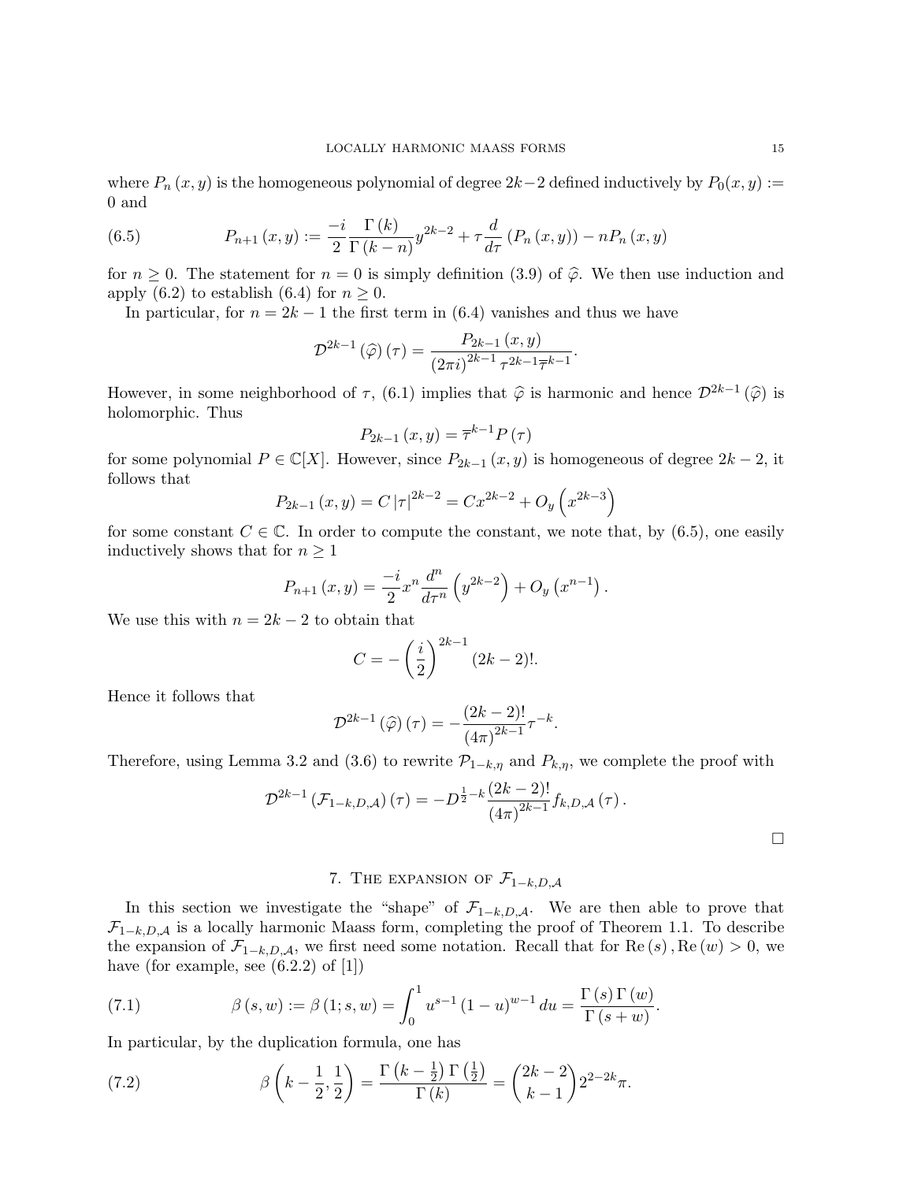where $P_n(x,y)$ is the homogeneous polynomial of degree $2k-2$ defined inductively by $P_0(x,y) := 0$ and

$$P_{n+1}(x,y) := \frac{-i}{2}\frac{\Gamma(k)}{\Gamma(k-n)}y^{2k-2} + \tau\frac{d}{d\tau}\left(P_n(x,y)\right) - nP_n(x,y) \tag{6.5}$$

for $n \geq 0$. The statement for $n = 0$ is simply definition (3.9) of $\widehat{\varphi}$. We then use induction and apply (6.2) to establish (6.4) for $n \geq 0$.

In particular, for $n = 2k-1$ the first term in (6.4) vanishes and thus we have

$$\mathcal{D}^{2k-1}(\widehat{\varphi})(\tau) = \frac{P_{2k-1}(x,y)}{(2\pi i)^{2k-1}\tau^{2k-1}\overline{\tau}^{k-1}}.$$

However, in some neighborhood of $\tau$, (6.1) implies that $\widehat{\varphi}$ is harmonic and hence $\mathcal{D}^{2k-1}(\widehat{\varphi})$ is holomorphic. Thus

$$P_{2k-1}(x,y) = \overline{\tau}^{k-1}P(\tau)$$

for some polynomial $P \in \mathbb{C}[X]$. However, since $P_{2k-1}(x,y)$ is homogeneous of degree $2k-2$, it follows that

$$P_{2k-1}(x,y) = C|\tau|^{2k-2} = Cx^{2k-2} + O_y\left(x^{2k-3}\right)$$

for some constant $C \in \mathbb{C}$. In order to compute the constant, we note that, by (6.5), one easily inductively shows that for $n \geq 1$

$$P_{n+1}(x,y) = \frac{-i}{2}x^n\frac{d^n}{d\tau^n}\left(y^{2k-2}\right) + O_y\left(x^{n-1}\right).$$

We use this with $n = 2k-2$ to obtain that

$$C = -\left(\frac{i}{2}\right)^{2k-1}(2k-2)!.$$

Hence it follows that

$$\mathcal{D}^{2k-1}(\widehat{\varphi})(\tau) = -\frac{(2k-2)!}{(4\pi)^{2k-1}}\tau^{-k}.$$

Therefore, using Lemma 3.2 and (3.6) to rewrite $\mathcal{P}_{1-k,\eta}$ and $P_{k,\eta}$, we complete the proof with

$$\mathcal{D}^{2k-1}\left(\mathcal{F}_{1-k,D,\mathcal{A}}\right)(\tau) = -D^{\frac{1}{2}-k}\frac{(2k-2)!}{(4\pi)^{2k-1}}f_{k,D,\mathcal{A}}(\tau).$$

□

## 7. The expansion of $\mathcal{F}_{1-k,D,\mathcal{A}}$

In this section we investigate the "shape" of $\mathcal{F}_{1-k,D,\mathcal{A}}$. We are then able to prove that $\mathcal{F}_{1-k,D,\mathcal{A}}$ is a locally harmonic Maass form, completing the proof of Theorem 1.1. To describe the expansion of $\mathcal{F}_{1-k,D,\mathcal{A}}$, we first need some notation. Recall that for $\mathrm{Re}(s), \mathrm{Re}(w) > 0$, we have (for example, see (6.2.2) of [1])

$$\beta(s,w) := \beta(1;s,w) = \int_0^1 u^{s-1}(1-u)^{w-1}\,du = \frac{\Gamma(s)\Gamma(w)}{\Gamma(s+w)}. \tag{7.1}$$

In particular, by the duplication formula, one has

$$\beta\left(k-\frac{1}{2},\frac{1}{2}\right) = \frac{\Gamma\left(k-\frac{1}{2}\right)\Gamma\left(\frac{1}{2}\right)}{\Gamma(k)} = \binom{2k-2}{k-1}2^{2-2k}\pi. \tag{7.2}$$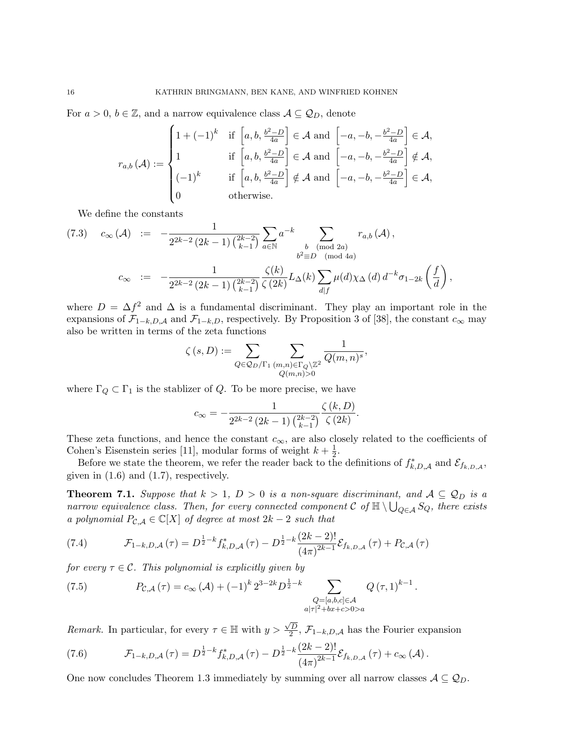For $a>0$, $b\in\mathbb{Z}$, and a narrow equivalence class $\mathcal{A}\subseteq\mathcal{Q}_D$, denote

$$r_{a,b}(\mathcal{A}) := \begin{cases} 1+(-1)^k & \text{if } \left[a,b,\frac{b^2-D}{4a}\right]\in\mathcal{A} \text{ and } \left[-a,-b,-\frac{b^2-D}{4a}\right]\in\mathcal{A},\\ 1 & \text{if } \left[a,b,\frac{b^2-D}{4a}\right]\in\mathcal{A} \text{ and } \left[-a,-b,-\frac{b^2-D}{4a}\right]\notin\mathcal{A},\\ (-1)^k & \text{if } \left[a,b,\frac{b^2-D}{4a}\right]\notin\mathcal{A} \text{ and } \left[-a,-b,-\frac{b^2-D}{4a}\right]\in\mathcal{A},\\ 0 & \text{otherwise.}\end{cases}$$

We define the constants

$$c_\infty(\mathcal{A}) := -\frac{1}{2^{2k-2}(2k-1)\binom{2k-2}{k-1}}\sum_{a\in\mathbb{N}}a^{-k}\sum_{\substack{b \pmod{2a}\\ b^2\equiv D \pmod{4a}}} r_{a,b}(\mathcal{A}), \tag{7.3}$$

$$c_\infty := -\frac{1}{2^{2k-2}(2k-1)\binom{2k-2}{k-1}}\frac{\zeta(k)}{\zeta(2k)}L_\Delta(k)\sum_{d\mid f}\mu(d)\chi_\Delta(d)d^{-k}\sigma_{1-2k}\left(\frac{f}{d}\right),$$

where $D=\Delta f^2$ and $\Delta$ is a fundamental discriminant. They play an important role in the expansions of $\mathcal{F}_{1-k,D,\mathcal{A}}$ and $\mathcal{F}_{1-k,D}$, respectively. By Proposition 3 of [38], the constant $c_\infty$ may also be written in terms of the zeta functions

$$\zeta(s,D) := \sum_{Q\in\mathcal{Q}_D/\Gamma_1}\ \sum_{\substack{(m,n)\in\Gamma_Q\backslash\mathbb{Z}^2\\ Q(m,n)>0}}\frac{1}{Q(m,n)^s},$$

where $\Gamma_Q\subset\Gamma_1$ is the stablizer of $Q$. To be more precise, we have

$$c_\infty = -\frac{1}{2^{2k-2}(2k-1)\binom{2k-2}{k-1}}\frac{\zeta(k,D)}{\zeta(2k)}.$$

These zeta functions, and hence the constant $c_\infty$, are also closely related to the coefficients of Cohen's Eisenstein series [11], modular forms of weight $k+\frac{1}{2}$.

Before we state the theorem, we refer the reader back to the definitions of $f^*_{k,D,\mathcal{A}}$ and $\mathcal{E}_{f_{k,D,\mathcal{A}}}$, given in (1.6) and (1.7), respectively.

**Theorem 7.1.** *Suppose that $k>1$, $D>0$ is a non-square discriminant, and $\mathcal{A}\subseteq\mathcal{Q}_D$ is a narrow equivalence class. Then, for every connected component $\mathcal{C}$ of $\mathbb{H}\setminus\bigcup_{Q\in\mathcal{A}}S_Q$, there exists a polynomial $P_{\mathcal{C},\mathcal{A}}\in\mathbb{C}[X]$ of degree at most $2k-2$ such that*

$$\mathcal{F}_{1-k,D,\mathcal{A}}(\tau) = D^{\frac{1}{2}-k}f^*_{k,D,\mathcal{A}}(\tau) - D^{\frac{1}{2}-k}\frac{(2k-2)!}{(4\pi)^{2k-1}}\mathcal{E}_{f_{k,D,\mathcal{A}}}(\tau) + P_{\mathcal{C},\mathcal{A}}(\tau) \tag{7.4}$$

*for every $\tau\in\mathcal{C}$. This polynomial is explicitly given by*

$$P_{\mathcal{C},\mathcal{A}}(\tau) = c_\infty(\mathcal{A}) + (-1)^k 2^{3-2k}D^{\frac{1}{2}-k}\sum_{\substack{Q=[a,b,c]\in\mathcal{A}\\ a|\tau|^2+bx+c>0>a}} Q(\tau,1)^{k-1}. \tag{7.5}$$

*Remark.* In particular, for every $\tau\in\mathbb{H}$ with $y>\frac{\sqrt{D}}{2}$, $\mathcal{F}_{1-k,D,\mathcal{A}}$ has the Fourier expansion

$$\mathcal{F}_{1-k,D,\mathcal{A}}(\tau) = D^{\frac{1}{2}-k}f^*_{k,D,\mathcal{A}}(\tau) - D^{\frac{1}{2}-k}\frac{(2k-2)!}{(4\pi)^{2k-1}}\mathcal{E}_{f_{k,D,\mathcal{A}}}(\tau) + c_\infty(\mathcal{A}). \tag{7.6}$$

One now concludes Theorem 1.3 immediately by summing over all narrow classes $\mathcal{A}\subseteq\mathcal{Q}_D$.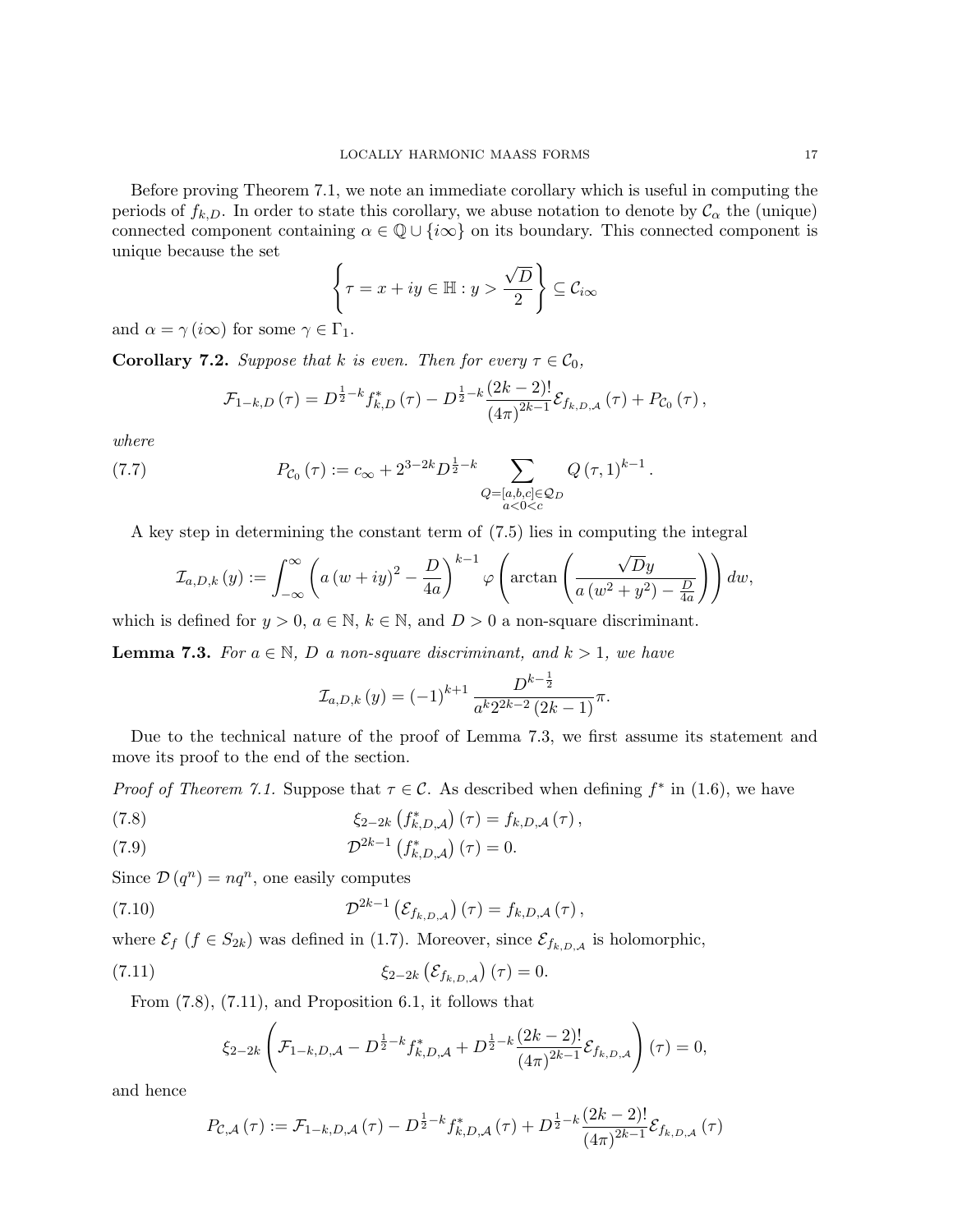Before proving Theorem 7.1, we note an immediate corollary which is useful in computing the periods of $f_{k,D}$. In order to state this corollary, we abuse notation to denote by $\mathcal{C}_\alpha$ the (unique) connected component containing $\alpha \in \mathbb{Q} \cup \{i\infty\}$ on its boundary. This connected component is unique because the set

$$\left\{ \tau = x + iy \in \mathbb{H} : y > \frac{\sqrt{D}}{2} \right\} \subseteq \mathcal{C}_{i\infty}$$

and $\alpha = \gamma(i\infty)$ for some $\gamma \in \Gamma_1$.

**Corollary 7.2.** *Suppose that $k$ is even. Then for every $\tau \in \mathcal{C}_0$,*

$$\mathcal{F}_{1-k,D}(\tau) = D^{\frac{1}{2}-k} f^*_{k,D}(\tau) - D^{\frac{1}{2}-k} \frac{(2k-2)!}{(4\pi)^{2k-1}} \mathcal{E}_{f_{k,D,\mathcal{A}}}(\tau) + P_{\mathcal{C}_0}(\tau),$$

*where*

$$P_{\mathcal{C}_0}(\tau) := c_\infty + 2^{3-2k} D^{\frac{1}{2}-k} \sum_{\substack{Q=[a,b,c]\in\mathcal{Q}_D \\ a<0<c}} Q(\tau,1)^{k-1}. \tag{7.7}$$

A key step in determining the constant term of (7.5) lies in computing the integral

$$\mathcal{I}_{a,D,k}(y) := \int_{-\infty}^{\infty} \left( a(w+iy)^2 - \frac{D}{4a} \right)^{k-1} \varphi\left( \arctan\left( \frac{\sqrt{D}y}{a(w^2+y^2) - \frac{D}{4a}} \right) \right) dw,$$

which is defined for $y > 0$, $a \in \mathbb{N}$, $k \in \mathbb{N}$, and $D > 0$ a non-square discriminant.

**Lemma 7.3.** *For $a \in \mathbb{N}$, $D$ a non-square discriminant, and $k > 1$, we have*

$$\mathcal{I}_{a,D,k}(y) = (-1)^{k+1} \frac{D^{k-\frac{1}{2}}}{a^k 2^{2k-2}(2k-1)} \pi.$$

Due to the technical nature of the proof of Lemma 7.3, we first assume its statement and move its proof to the end of the section.

*Proof of Theorem 7.1.* Suppose that $\tau \in \mathcal{C}$. As described when defining $f^*$ in (1.6), we have

$$\xi_{2-2k}\left(f^*_{k,D,\mathcal{A}}\right)(\tau) = f_{k,D,\mathcal{A}}(\tau), \tag{7.8}$$

$$\mathcal{D}^{2k-1}\left(f^*_{k,D,\mathcal{A}}\right)(\tau) = 0. \tag{7.9}$$

Since $\mathcal{D}(q^n) = nq^n$, one easily computes

$$\mathcal{D}^{2k-1}\left(\mathcal{E}_{f_{k,D,\mathcal{A}}}\right)(\tau) = f_{k,D,\mathcal{A}}(\tau), \tag{7.10}$$

where $\mathcal{E}_f$ ($f \in S_{2k}$) was defined in (1.7). Moreover, since $\mathcal{E}_{f_{k,D,\mathcal{A}}}$ is holomorphic,

$$\xi_{2-2k}\left(\mathcal{E}_{f_{k,D,\mathcal{A}}}\right)(\tau) = 0. \tag{7.11}$$

From (7.8), (7.11), and Proposition 6.1, it follows that

$$\xi_{2-2k}\left( \mathcal{F}_{1-k,D,\mathcal{A}} - D^{\frac{1}{2}-k} f^*_{k,D,\mathcal{A}} + D^{\frac{1}{2}-k} \frac{(2k-2)!}{(4\pi)^{2k-1}} \mathcal{E}_{f_{k,D,\mathcal{A}}} \right)(\tau) = 0,$$

and hence

$$P_{\mathcal{C},\mathcal{A}}(\tau) := \mathcal{F}_{1-k,D,\mathcal{A}}(\tau) - D^{\frac{1}{2}-k} f^*_{k,D,\mathcal{A}}(\tau) + D^{\frac{1}{2}-k} \frac{(2k-2)!}{(4\pi)^{2k-1}} \mathcal{E}_{f_{k,D,\mathcal{A}}}(\tau)$$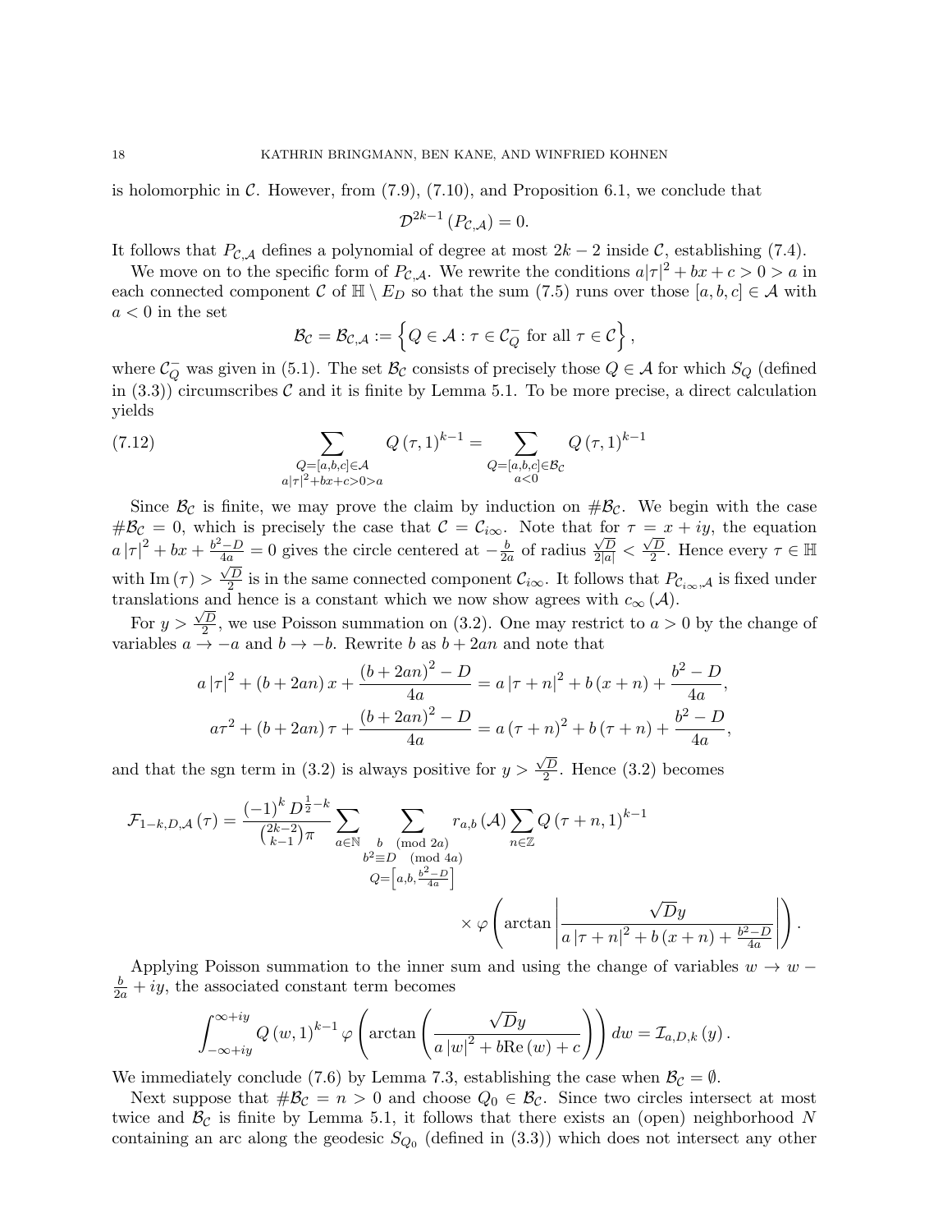is holomorphic in $\mathcal{C}$. However, from (7.9), (7.10), and Proposition 6.1, we conclude that

$$\mathcal{D}^{2k-1}\left(P_{\mathcal{C},\mathcal{A}}\right)=0.$$

It follows that $P_{\mathcal{C},\mathcal{A}}$ defines a polynomial of degree at most $2k-2$ inside $\mathcal{C}$, establishing (7.4).

We move on to the specific form of $P_{\mathcal{C},\mathcal{A}}$. We rewrite the conditions $a|\tau|^2+bx+c>0>a$ in each connected component $\mathcal{C}$ of $\mathbb{H}\setminus E_D$ so that the sum (7.5) runs over those $[a,b,c]\in\mathcal{A}$ with $a<0$ in the set

$$\mathcal{B}_{\mathcal{C}}=\mathcal{B}_{\mathcal{C},\mathcal{A}}:=\left\{Q\in\mathcal{A}:\tau\in\mathcal{C}_Q^-\text{ for all }\tau\in\mathcal{C}\right\},$$

where $\mathcal{C}_Q^-$ was given in (5.1). The set $\mathcal{B}_{\mathcal{C}}$ consists of precisely those $Q\in\mathcal{A}$ for which $S_Q$ (defined in (3.3)) circumscribes $\mathcal{C}$ and it is finite by Lemma 5.1. To be more precise, a direct calculation yields

$$\sum_{\substack{Q=[a,b,c]\in\mathcal{A}\\ a|\tau|^2+bx+c>0>a}}Q(\tau,1)^{k-1}=\sum_{\substack{Q=[a,b,c]\in\mathcal{B}_{\mathcal{C}}\\ a<0}}Q(\tau,1)^{k-1}\tag{7.12}$$

Since $\mathcal{B}_{\mathcal{C}}$ is finite, we may prove the claim by induction on $\#\mathcal{B}_{\mathcal{C}}$. We begin with the case $\#\mathcal{B}_{\mathcal{C}}=0$, which is precisely the case that $\mathcal{C}=\mathcal{C}_{i\infty}$. Note that for $\tau=x+iy$, the equation $a|\tau|^2+bx+\frac{b^2-D}{4a}=0$ gives the circle centered at $-\frac{b}{2a}$ of radius $\frac{\sqrt{D}}{2|a|}<\frac{\sqrt{D}}{2}$. Hence every $\tau\in\mathbb{H}$ with $\mathrm{Im}(\tau)>\frac{\sqrt{D}}{2}$ is in the same connected component $\mathcal{C}_{i\infty}$. It follows that $P_{\mathcal{C}_{i\infty},\mathcal{A}}$ is fixed under translations and hence is a constant which we now show agrees with $c_\infty(\mathcal{A})$.

For $y>\frac{\sqrt{D}}{2}$, we use Poisson summation on (3.2). One may restrict to $a>0$ by the change of variables $a\to -a$ and $b\to -b$. Rewrite $b$ as $b+2an$ and note that

$$a|\tau|^2+(b+2an)x+\frac{(b+2an)^2-D}{4a}=a|\tau+n|^2+b(x+n)+\frac{b^2-D}{4a},$$
$$a\tau^2+(b+2an)\tau+\frac{(b+2an)^2-D}{4a}=a(\tau+n)^2+b(\tau+n)+\frac{b^2-D}{4a},$$

and that the sgn term in (3.2) is always positive for $y>\frac{\sqrt{D}}{2}$. Hence (3.2) becomes

$$\mathcal{F}_{1-k,D,\mathcal{A}}(\tau)=\frac{(-1)^kD^{\frac12-k}}{\binom{2k-2}{k-1}\pi}\sum_{a\in\mathbb{N}}\sum_{\substack{b\pmod{2a}\\ b^2\equiv D\pmod{4a}\\ Q=\left[a,b,\frac{b^2-D}{4a}\right]}}r_{a,b}(\mathcal{A})\sum_{n\in\mathbb{Z}}Q(\tau+n,1)^{k-1}$$
$$\times\varphi\left(\arctan\left|\frac{\sqrt{D}y}{a|\tau+n|^2+b(x+n)+\frac{b^2-D}{4a}}\right|\right).$$

Applying Poisson summation to the inner sum and using the change of variables $w\to w-\frac{b}{2a}+iy$, the associated constant term becomes

$$\int_{-\infty+iy}^{\infty+iy}Q(w,1)^{k-1}\varphi\left(\arctan\left(\frac{\sqrt{D}y}{a|w|^2+b\mathrm{Re}(w)+c}\right)\right)dw=\mathcal{I}_{a,D,k}(y).$$

We immediately conclude (7.6) by Lemma 7.3, establishing the case when $\mathcal{B}_{\mathcal{C}}=\emptyset$.

Next suppose that $\#\mathcal{B}_{\mathcal{C}}=n>0$ and choose $Q_0\in\mathcal{B}_{\mathcal{C}}$. Since two circles intersect at most twice and $\mathcal{B}_{\mathcal{C}}$ is finite by Lemma 5.1, it follows that there exists an (open) neighborhood $N$ containing an arc along the geodesic $S_{Q_0}$ (defined in (3.3)) which does not intersect any other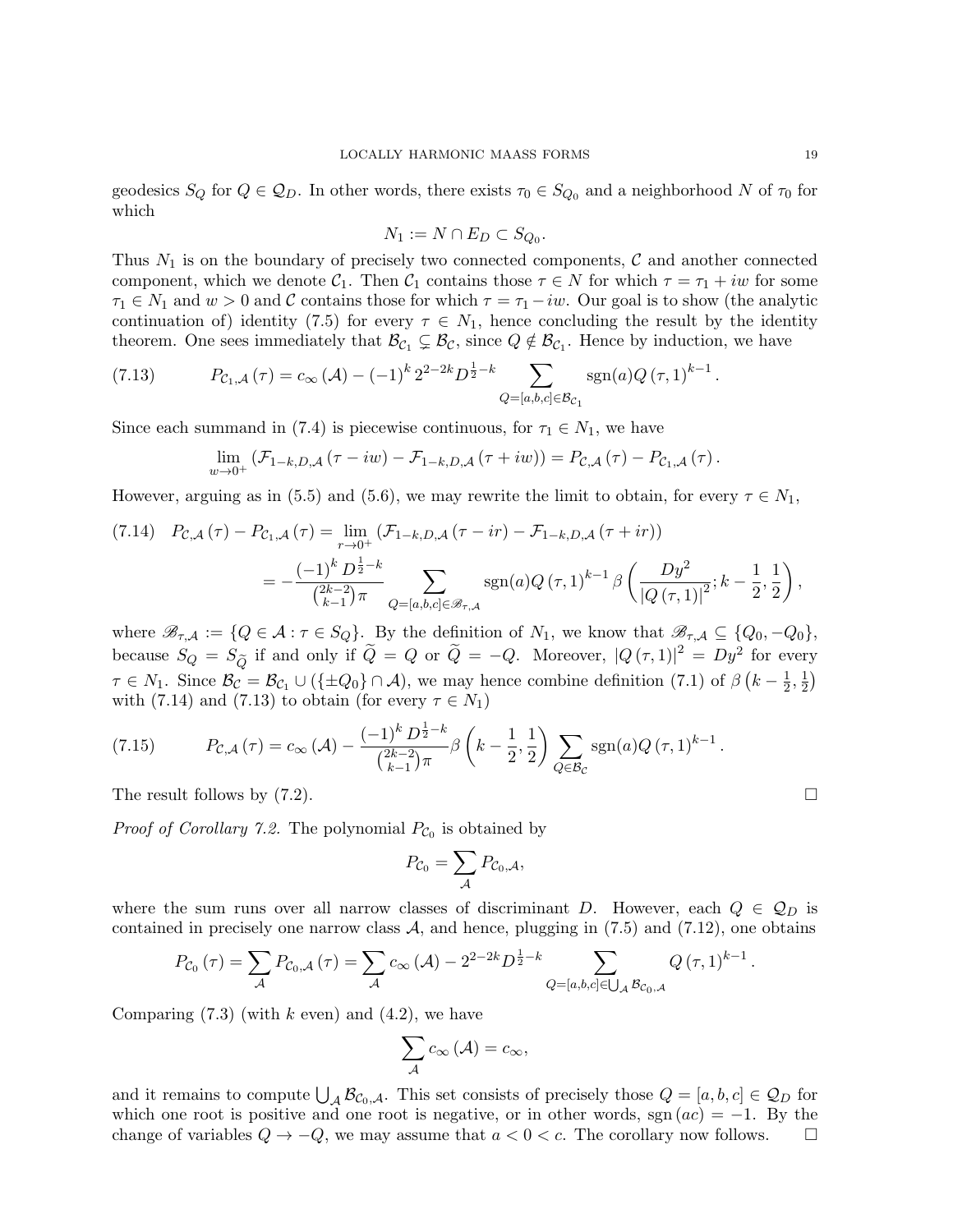geodesics $S_Q$ for $Q \in \mathcal{Q}_D$. In other words, there exists $\tau_0 \in S_{Q_0}$ and a neighborhood $N$ of $\tau_0$ for which

$$N_1 := N \cap E_D \subset S_{Q_0}.$$

Thus $N_1$ is on the boundary of precisely two connected components, $\mathcal{C}$ and another connected component, which we denote $\mathcal{C}_1$. Then $\mathcal{C}_1$ contains those $\tau \in N$ for which $\tau = \tau_1 + iw$ for some $\tau_1 \in N_1$ and $w > 0$ and $\mathcal{C}$ contains those for which $\tau = \tau_1 - iw$. Our goal is to show (the analytic continuation of) identity (7.5) for every $\tau \in N_1$, hence concluding the result by the identity theorem. One sees immediately that $\mathcal{B}_{\mathcal{C}_1} \subsetneq \mathcal{B}_{\mathcal{C}}$, since $Q \notin \mathcal{B}_{\mathcal{C}_1}$. Hence by induction, we have

$$P_{\mathcal{C}_1,\mathcal{A}}(\tau) = c_\infty(\mathcal{A}) - (-1)^k 2^{2-2k} D^{\frac{1}{2}-k} \sum_{Q=[a,b,c]\in\mathcal{B}_{\mathcal{C}_1}} \operatorname{sgn}(a) Q(\tau,1)^{k-1}. \tag{7.13}$$

Since each summand in (7.4) is piecewise continuous, for $\tau_1 \in N_1$, we have

$$\lim_{w\to 0^+} \left(\mathcal{F}_{1-k,D,\mathcal{A}}(\tau - iw) - \mathcal{F}_{1-k,D,\mathcal{A}}(\tau + iw)\right) = P_{\mathcal{C},\mathcal{A}}(\tau) - P_{\mathcal{C}_1,\mathcal{A}}(\tau).$$

However, arguing as in (5.5) and (5.6), we may rewrite the limit to obtain, for every $\tau \in N_1$,

$$\begin{aligned} P_{\mathcal{C},\mathcal{A}}(\tau) - P_{\mathcal{C}_1,\mathcal{A}}(\tau) &= \lim_{r\to 0^+} \left(\mathcal{F}_{1-k,D,\mathcal{A}}(\tau - ir) - \mathcal{F}_{1-k,D,\mathcal{A}}(\tau + ir)\right) \\ &= -\frac{(-1)^k D^{\frac{1}{2}-k}}{\binom{2k-2}{k-1}\pi} \sum_{Q=[a,b,c]\in\mathscr{B}_{\tau,\mathcal{A}}} \operatorname{sgn}(a) Q(\tau,1)^{k-1} \beta\left(\frac{Dy^2}{|Q(\tau,1)|^2}; k-\frac{1}{2}, \frac{1}{2}\right), \end{aligned} \tag{7.14}$$

where $\mathscr{B}_{\tau,\mathcal{A}} := \{Q \in \mathcal{A} : \tau \in S_Q\}$. By the definition of $N_1$, we know that $\mathscr{B}_{\tau,\mathcal{A}} \subseteq \{Q_0, -Q_0\}$, because $S_Q = S_{\widetilde{Q}}$ if and only if $\widetilde{Q} = Q$ or $\widetilde{Q} = -Q$. Moreover, $|Q(\tau,1)|^2 = Dy^2$ for every $\tau \in N_1$. Since $\mathcal{B}_{\mathcal{C}} = \mathcal{B}_{\mathcal{C}_1} \cup (\{\pm Q_0\} \cap \mathcal{A})$, we may hence combine definition (7.1) of $\beta\left(k-\frac{1}{2}, \frac{1}{2}\right)$ with (7.14) and (7.13) to obtain (for every $\tau \in N_1$)

$$P_{\mathcal{C},\mathcal{A}}(\tau) = c_\infty(\mathcal{A}) - \frac{(-1)^k D^{\frac{1}{2}-k}}{\binom{2k-2}{k-1}\pi} \beta\left(k-\frac{1}{2}, \frac{1}{2}\right) \sum_{Q\in\mathcal{B}_{\mathcal{C}}} \operatorname{sgn}(a) Q(\tau,1)^{k-1}. \tag{7.15}$$

The result follows by (7.2). $\square$

*Proof of Corollary 7.2.* The polynomial $P_{\mathcal{C}_0}$ is obtained by

$$P_{\mathcal{C}_0} = \sum_{\mathcal{A}} P_{\mathcal{C}_0,\mathcal{A}},$$

where the sum runs over all narrow classes of discriminant $D$. However, each $Q \in \mathcal{Q}_D$ is contained in precisely one narrow class $\mathcal{A}$, and hence, plugging in (7.5) and (7.12), one obtains

$$P_{\mathcal{C}_0}(\tau) = \sum_{\mathcal{A}} P_{\mathcal{C}_0,\mathcal{A}}(\tau) = \sum_{\mathcal{A}} c_\infty(\mathcal{A}) - 2^{2-2k} D^{\frac{1}{2}-k} \sum_{Q=[a,b,c]\in\bigcup_{\mathcal{A}}\mathcal{B}_{\mathcal{C}_0,\mathcal{A}}} Q(\tau,1)^{k-1}.$$

Comparing (7.3) (with $k$ even) and (4.2), we have

$$\sum_{\mathcal{A}} c_\infty(\mathcal{A}) = c_\infty,$$

and it remains to compute $\bigcup_{\mathcal{A}} \mathcal{B}_{\mathcal{C}_0,\mathcal{A}}$. This set consists of precisely those $Q = [a,b,c] \in \mathcal{Q}_D$ for which one root is positive and one root is negative, or in other words, $\operatorname{sgn}(ac) = -1$. By the change of variables $Q \to -Q$, we may assume that $a < 0 < c$. The corollary now follows. $\square$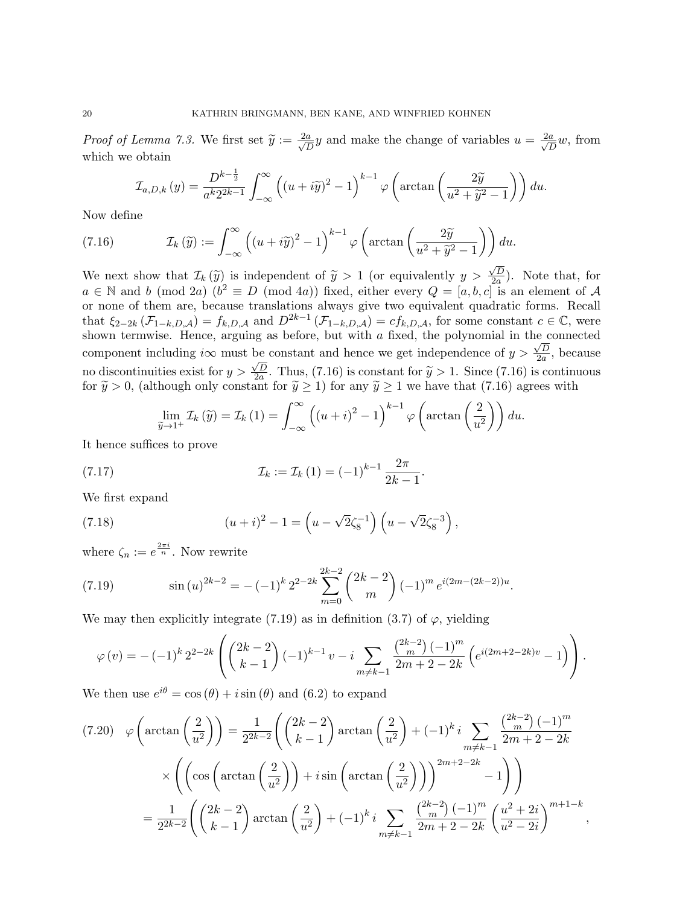*Proof of Lemma 7.3.* We first set $\widetilde{y} := \frac{2a}{\sqrt{D}}y$ and make the change of variables $u = \frac{2a}{\sqrt{D}}w$, from which we obtain

$$\mathcal{I}_{a,D,k}(y) = \frac{D^{k-\frac{1}{2}}}{a^k 2^{2k-1}} \int_{-\infty}^{\infty} \left((u+i\widetilde{y})^2 - 1\right)^{k-1} \varphi\left(\arctan\left(\frac{2\widetilde{y}}{u^2+\widetilde{y}^2-1}\right)\right) du.$$

Now define

$$\mathcal{I}_k(\widetilde{y}) := \int_{-\infty}^{\infty} \left((u+i\widetilde{y})^2 - 1\right)^{k-1} \varphi\left(\arctan\left(\frac{2\widetilde{y}}{u^2+\widetilde{y}^2-1}\right)\right) du. \tag{7.16}$$

We next show that $\mathcal{I}_k(\widetilde{y})$ is independent of $\widetilde{y} > 1$ (or equivalently $y > \frac{\sqrt{D}}{2a}$). Note that, for $a \in \mathbb{N}$ and $b \pmod{2a}$ ($b^2 \equiv D \pmod{4a}$) fixed, either every $Q = [a,b,c]$ is an element of $\mathcal{A}$ or none of them are, because translations always give two equivalent quadratic forms. Recall that $\xi_{2-2k}(\mathcal{F}_{1-k,D,\mathcal{A}}) = f_{k,D,\mathcal{A}}$ and $D^{2k-1}(\mathcal{F}_{1-k,D,\mathcal{A}}) = cf_{k,D,\mathcal{A}}$, for some constant $c \in \mathbb{C}$, were shown termwise. Hence, arguing as before, but with $a$ fixed, the polynomial in the connected component including $i\infty$ must be constant and hence we get independence of $y > \frac{\sqrt{D}}{2a}$, because no discontinuities exist for $y > \frac{\sqrt{D}}{2a}$. Thus, (7.16) is constant for $\widetilde{y} > 1$. Since (7.16) is continuous for $\widetilde{y} > 0$, (although only constant for $\widetilde{y} \geq 1$) for any $\widetilde{y} \geq 1$ we have that (7.16) agrees with

$$\lim_{\widetilde{y} \to 1^+} \mathcal{I}_k(\widetilde{y}) = \mathcal{I}_k(1) = \int_{-\infty}^{\infty} \left((u+i)^2 - 1\right)^{k-1} \varphi\left(\arctan\left(\frac{2}{u^2}\right)\right) du.$$

It hence suffices to prove

$$\mathcal{I}_k := \mathcal{I}_k(1) = (-1)^{k-1} \frac{2\pi}{2k-1}. \tag{7.17}$$

We first expand

$$(u+i)^2 - 1 = \left(u - \sqrt{2}\zeta_8^{-1}\right)\left(u - \sqrt{2}\zeta_8^{-3}\right), \tag{7.18}$$

where $\zeta_n := e^{\frac{2\pi i}{n}}$. Now rewrite

$$\sin(u)^{2k-2} = -(-1)^k 2^{2-2k} \sum_{m=0}^{2k-2} \binom{2k-2}{m} (-1)^m e^{i(2m-(2k-2))u}. \tag{7.19}$$

We may then explicitly integrate (7.19) as in definition (3.7) of $\varphi$, yielding

$$\varphi(v) = -(-1)^k 2^{2-2k} \left( \binom{2k-2}{k-1} (-1)^{k-1} v - i \sum_{m \neq k-1} \frac{\binom{2k-2}{m}(-1)^m}{2m+2-2k} \left(e^{i(2m+2-2k)v} - 1\right) \right).$$

We then use $e^{i\theta} = \cos(\theta) + i\sin(\theta)$ and (6.2) to expand

$$\begin{aligned}
\varphi\left(\arctan\left(\frac{2}{u^2}\right)\right) &= \frac{1}{2^{2k-2}} \Bigg( \binom{2k-2}{k-1} \arctan\left(\frac{2}{u^2}\right) + (-1)^k i \sum_{m \neq k-1} \frac{\binom{2k-2}{m}(-1)^m}{2m+2-2k} \\
&\quad \times \left( \left(\cos\left(\arctan\left(\frac{2}{u^2}\right)\right) + i \sin\left(\arctan\left(\frac{2}{u^2}\right)\right)\right)^{2m+2-2k} - 1 \right) \Bigg) \\
&= \frac{1}{2^{2k-2}} \Bigg( \binom{2k-2}{k-1} \arctan\left(\frac{2}{u^2}\right) + (-1)^k i \sum_{m \neq k-1} \frac{\binom{2k-2}{m}(-1)^m}{2m+2-2k} \left(\frac{u^2+2i}{u^2-2i}\right)^{m+1-k},
\end{aligned} \tag{7.20}$$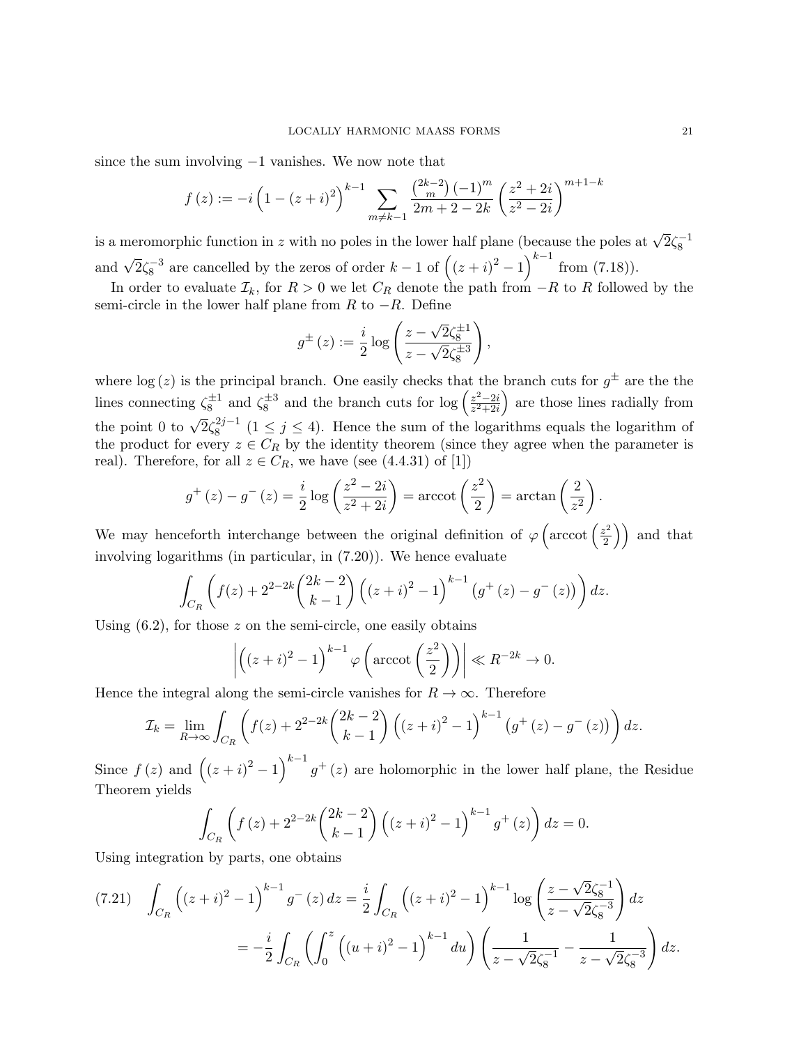since the sum involving $-1$ vanishes. We now note that

$$f(z) := -i\left(1-(z+i)^2\right)^{k-1} \sum_{m\neq k-1} \frac{\binom{2k-2}{m}(-1)^m}{2m+2-2k}\left(\frac{z^2+2i}{z^2-2i}\right)^{m+1-k}$$

is a meromorphic function in $z$ with no poles in the lower half plane (because the poles at $\sqrt{2}\zeta_8^{-1}$ and $\sqrt{2}\zeta_8^{-3}$ are cancelled by the zeros of order $k-1$ of $\left((z+i)^2-1\right)^{k-1}$ from (7.18)).

In order to evaluate $\mathcal{I}_k$, for $R>0$ we let $C_R$ denote the path from $-R$ to $R$ followed by the semi-circle in the lower half plane from $R$ to $-R$. Define

$$g^{\pm}(z) := \frac{i}{2}\log\left(\frac{z-\sqrt{2}\zeta_8^{\pm 1}}{z-\sqrt{2}\zeta_8^{\pm 3}}\right),$$

where $\log(z)$ is the principal branch. One easily checks that the branch cuts for $g^{\pm}$ are the the lines connecting $\zeta_8^{\pm 1}$ and $\zeta_8^{\pm 3}$ and the branch cuts for $\log\left(\frac{z^2-2i}{z^2+2i}\right)$ are those lines radially from the point 0 to $\sqrt{2}\zeta_8^{2j-1}$ $(1\leq j\leq 4)$. Hence the sum of the logarithms equals the logarithm of the product for every $z\in C_R$ by the identity theorem (since they agree when the parameter is real). Therefore, for all $z\in C_R$, we have (see (4.4.31) of [1])

$$g^+(z)-g^-(z) = \frac{i}{2}\log\left(\frac{z^2-2i}{z^2+2i}\right) = \operatorname{arccot}\left(\frac{z^2}{2}\right) = \arctan\left(\frac{2}{z^2}\right).$$

We may henceforth interchange between the original definition of $\varphi\left(\operatorname{arccot}\left(\frac{z^2}{2}\right)\right)$ and that involving logarithms (in particular, in (7.20)). We hence evaluate

$$\int_{C_R}\left(f(z)+2^{2-2k}\binom{2k-2}{k-1}\left((z+i)^2-1\right)^{k-1}\left(g^+(z)-g^-(z)\right)\right)dz.$$

Using (6.2), for those $z$ on the semi-circle, one easily obtains

$$\left|\left((z+i)^2-1\right)^{k-1}\varphi\left(\operatorname{arccot}\left(\frac{z^2}{2}\right)\right)\right| \ll R^{-2k}\to 0.$$

Hence the integral along the semi-circle vanishes for $R\to\infty$. Therefore

$$\mathcal{I}_k = \lim_{R\to\infty}\int_{C_R}\left(f(z)+2^{2-2k}\binom{2k-2}{k-1}\left((z+i)^2-1\right)^{k-1}\left(g^+(z)-g^-(z)\right)\right)dz.$$

Since $f(z)$ and $\left((z+i)^2-1\right)^{k-1}g^+(z)$ are holomorphic in the lower half plane, the Residue Theorem yields

$$\int_{C_R}\left(f(z)+2^{2-2k}\binom{2k-2}{k-1}\left((z+i)^2-1\right)^{k-1}g^+(z)\right)dz = 0.$$

Using integration by parts, one obtains

$$\begin{aligned}(7.21)\quad \int_{C_R}\left((z+i)^2-1\right)^{k-1}g^-(z)\,dz &= \frac{i}{2}\int_{C_R}\left((z+i)^2-1\right)^{k-1}\log\left(\frac{z-\sqrt{2}\zeta_8^{-1}}{z-\sqrt{2}\zeta_8^{-3}}\right)dz\\ &= -\frac{i}{2}\int_{C_R}\left(\int_0^z\left((u+i)^2-1\right)^{k-1}du\right)\left(\frac{1}{z-\sqrt{2}\zeta_8^{-1}}-\frac{1}{z-\sqrt{2}\zeta_8^{-3}}\right)dz.\end{aligned}$$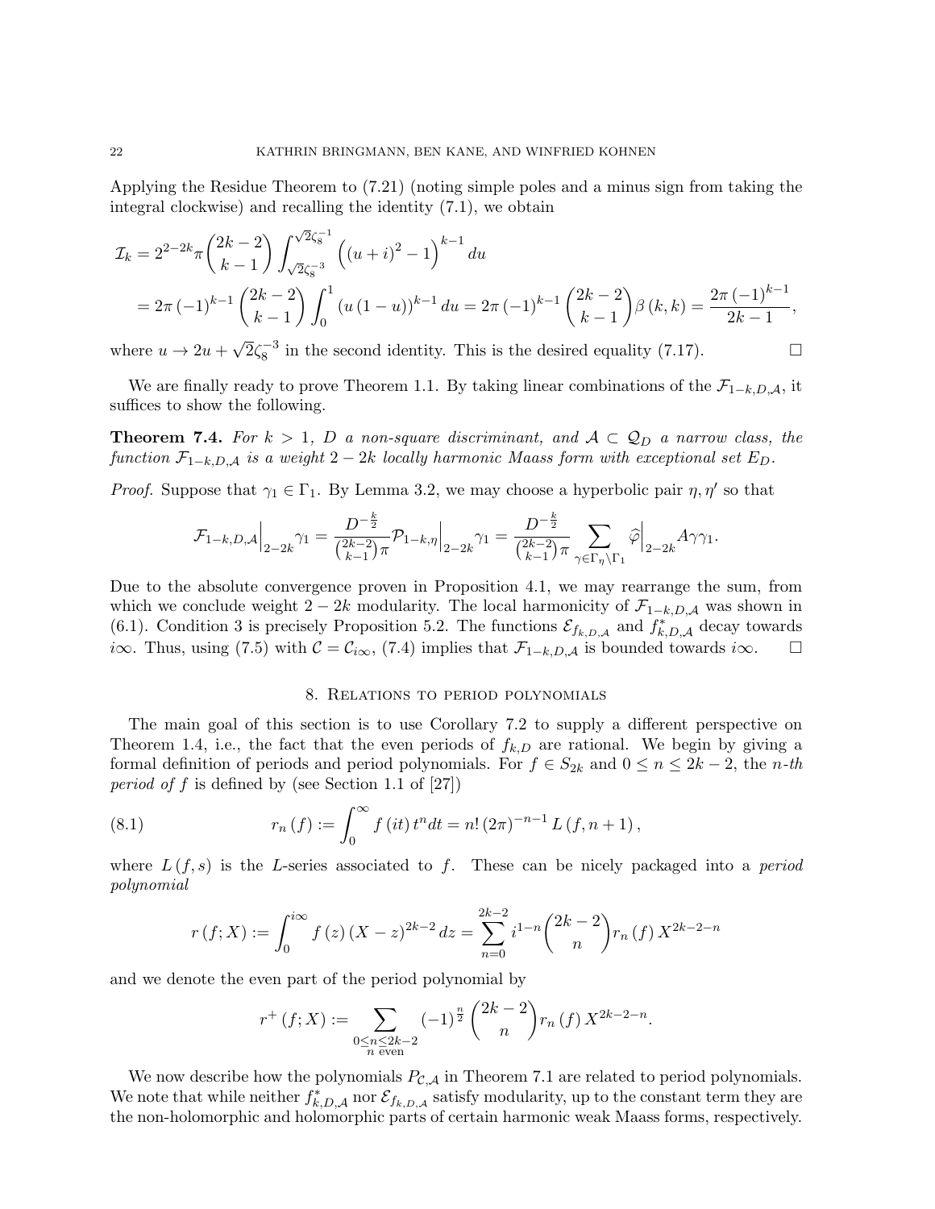Applying the Residue Theorem to (7.21) (noting simple poles and a minus sign from taking the integral clockwise) and recalling the identity (7.1), we obtain

$$\begin{aligned}
\mathcal{I}_k &= 2^{2-2k}\pi \binom{2k-2}{k-1} \int_{\sqrt{2}\zeta_8^{-3}}^{\sqrt{2}\zeta_8^{-1}} \left((u+i)^2-1\right)^{k-1} du \\
&= 2\pi (-1)^{k-1} \binom{2k-2}{k-1} \int_0^1 \left(u(1-u)\right)^{k-1} du = 2\pi (-1)^{k-1} \binom{2k-2}{k-1} \beta(k,k) = \frac{2\pi (-1)^{k-1}}{2k-1},
\end{aligned}$$

where $u \to 2u + \sqrt{2}\zeta_8^{-3}$ in the second identity. This is the desired equality (7.17). $\square$

We are finally ready to prove Theorem 1.1. By taking linear combinations of the $\mathcal{F}_{1-k,D,\mathcal{A}}$, it suffices to show the following.

**Theorem 7.4.** *For $k>1$, $D$ a non-square discriminant, and $\mathcal{A} \subset \mathcal{Q}_D$ a narrow class, the function $\mathcal{F}_{1-k,D,\mathcal{A}}$ is a weight $2-2k$ locally harmonic Maass form with exceptional set $E_D$.*

*Proof.* Suppose that $\gamma_1 \in \Gamma_1$. By Lemma 3.2, we may choose a hyperbolic pair $\eta, \eta'$ so that

$$\mathcal{F}_{1-k,D,\mathcal{A}}\Big|_{2-2k}\gamma_1 = \frac{D^{-\frac{k}{2}}}{\binom{2k-2}{k-1}\pi} \mathcal{P}_{1-k,\eta}\Big|_{2-2k}\gamma_1 = \frac{D^{-\frac{k}{2}}}{\binom{2k-2}{k-1}\pi} \sum_{\gamma \in \Gamma_\eta \backslash \Gamma_1} \widehat{\varphi}\Big|_{2-2k} A\gamma\gamma_1.$$

Due to the absolute convergence proven in Proposition 4.1, we may rearrange the sum, from which we conclude weight $2-2k$ modularity. The local harmonicity of $\mathcal{F}_{1-k,D,\mathcal{A}}$ was shown in (6.1). Condition 3 is precisely Proposition 5.2. The functions $\mathcal{E}_{f_{k,D,\mathcal{A}}}$ and $f^*_{k,D,\mathcal{A}}$ decay towards $i\infty$. Thus, using (7.5) with $\mathcal{C} = \mathcal{C}_{i\infty}$, (7.4) implies that $\mathcal{F}_{1-k,D,\mathcal{A}}$ is bounded towards $i\infty$. $\square$

## 8. Relations to period polynomials

The main goal of this section is to use Corollary 7.2 to supply a different perspective on Theorem 1.4, i.e., the fact that the even periods of $f_{k,D}$ are rational. We begin by giving a formal definition of periods and period polynomials. For $f \in S_{2k}$ and $0 \leq n \leq 2k-2$, the *n-th period of $f$* is defined by (see Section 1.1 of [27])

$$r_n(f) := \int_0^\infty f(it)\, t^n dt = n!\,(2\pi)^{-n-1} L(f, n+1), \tag{8.1}$$

where $L(f,s)$ is the $L$-series associated to $f$. These can be nicely packaged into a *period polynomial*

$$r(f;X) := \int_0^{i\infty} f(z)(X-z)^{2k-2} dz = \sum_{n=0}^{2k-2} i^{1-n} \binom{2k-2}{n} r_n(f) X^{2k-2-n}$$

and we denote the even part of the period polynomial by

$$r^+(f;X) := \sum_{\substack{0 \leq n \leq 2k-2 \\ n \text{ even}}} (-1)^{\frac{n}{2}} \binom{2k-2}{n} r_n(f) X^{2k-2-n}.$$

We now describe how the polynomials $P_{\mathcal{C},\mathcal{A}}$ in Theorem 7.1 are related to period polynomials. We note that while neither $f^*_{k,D,\mathcal{A}}$ nor $\mathcal{E}_{f_{k,D,\mathcal{A}}}$ satisfy modularity, up to the constant term they are the non-holomorphic and holomorphic parts of certain harmonic weak Maass forms, respectively.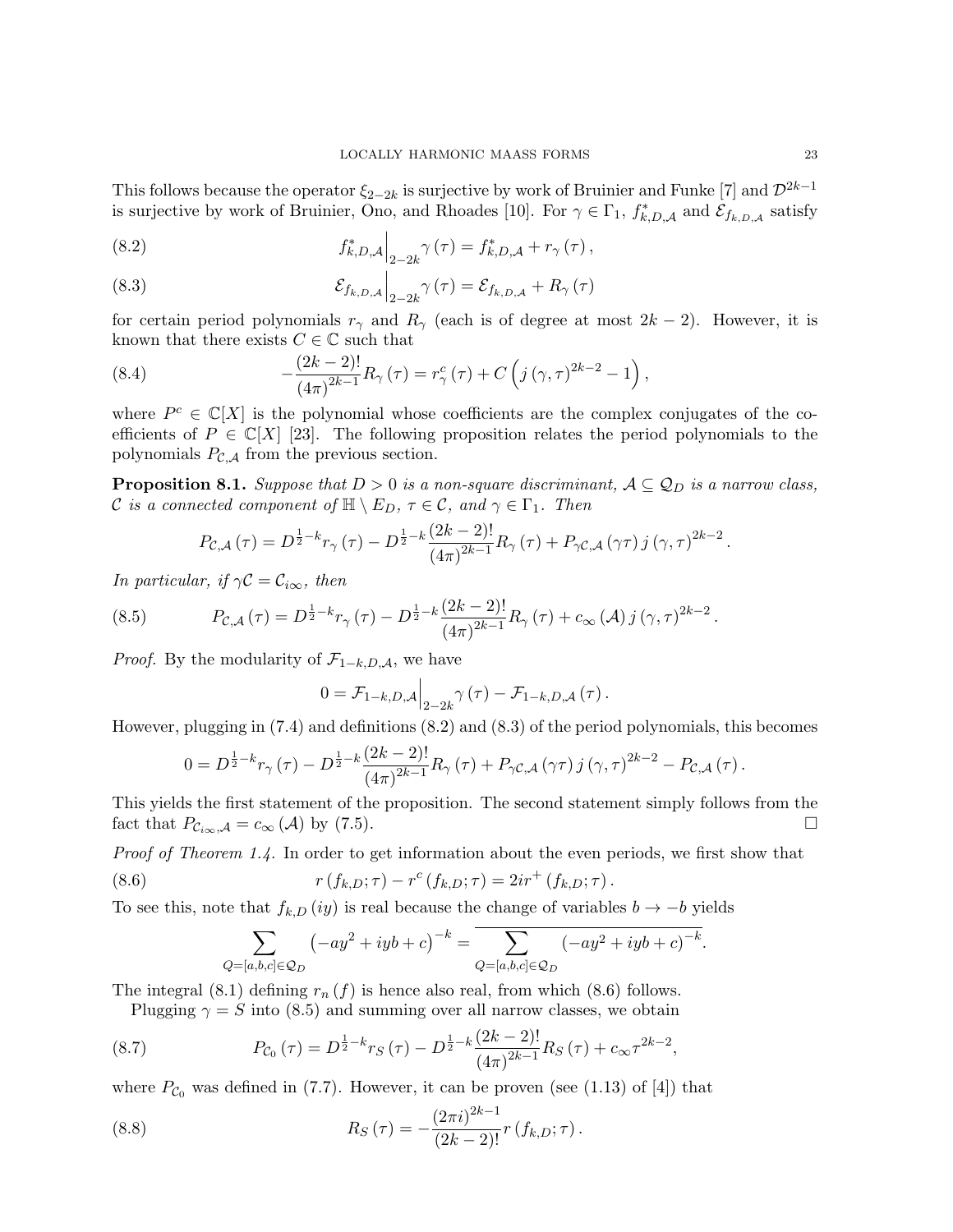This follows because the operator $\xi_{2-2k}$ is surjective by work of Bruinier and Funke [7] and $\mathcal{D}^{2k-1}$ is surjective by work of Bruinier, Ono, and Rhoades [10]. For $\gamma \in \Gamma_1$, $f^*_{k,D,\mathcal{A}}$ and $\mathcal{E}_{f_{k,D,\mathcal{A}}}$ satisfy

$$f^*_{k,D,\mathcal{A}}\Big|_{2-2k}\gamma(\tau) = f^*_{k,D,\mathcal{A}} + r_\gamma(\tau), \tag{8.2}$$

$$\mathcal{E}_{f_{k,D,\mathcal{A}}}\Big|_{2-2k}\gamma(\tau) = \mathcal{E}_{f_{k,D,\mathcal{A}}} + R_\gamma(\tau) \tag{8.3}$$

for certain period polynomials $r_\gamma$ and $R_\gamma$ (each is of degree at most $2k-2$). However, it is known that there exists $C \in \mathbb{C}$ such that

$$-\frac{(2k-2)!}{(4\pi)^{2k-1}}R_\gamma(\tau) = r^c_\gamma(\tau) + C\left(j(\gamma,\tau)^{2k-2} - 1\right), \tag{8.4}$$

where $P^c \in \mathbb{C}[X]$ is the polynomial whose coefficients are the complex conjugates of the coefficients of $P \in \mathbb{C}[X]$ [23]. The following proposition relates the period polynomials to the polynomials $P_{\mathcal{C},\mathcal{A}}$ from the previous section.

**Proposition 8.1.** *Suppose that $D > 0$ is a non-square discriminant, $\mathcal{A} \subseteq \mathcal{Q}_D$ is a narrow class, $\mathcal{C}$ is a connected component of $\mathbb{H} \setminus E_D$, $\tau \in \mathcal{C}$, and $\gamma \in \Gamma_1$. Then*

$$P_{\mathcal{C},\mathcal{A}}(\tau) = D^{\frac{1}{2}-k}r_\gamma(\tau) - D^{\frac{1}{2}-k}\frac{(2k-2)!}{(4\pi)^{2k-1}}R_\gamma(\tau) + P_{\gamma\mathcal{C},\mathcal{A}}(\gamma\tau)\, j(\gamma,\tau)^{2k-2}.$$

*In particular, if $\gamma\mathcal{C} = \mathcal{C}_{i\infty}$, then*

$$P_{\mathcal{C},\mathcal{A}}(\tau) = D^{\frac{1}{2}-k}r_\gamma(\tau) - D^{\frac{1}{2}-k}\frac{(2k-2)!}{(4\pi)^{2k-1}}R_\gamma(\tau) + c_\infty(\mathcal{A})\, j(\gamma,\tau)^{2k-2}. \tag{8.5}$$

*Proof.* By the modularity of $\mathcal{F}_{1-k,D,\mathcal{A}}$, we have

$$0 = \mathcal{F}_{1-k,D,\mathcal{A}}\Big|_{2-2k}\gamma(\tau) - \mathcal{F}_{1-k,D,\mathcal{A}}(\tau).$$

However, plugging in (7.4) and definitions (8.2) and (8.3) of the period polynomials, this becomes

$$0 = D^{\frac{1}{2}-k}r_\gamma(\tau) - D^{\frac{1}{2}-k}\frac{(2k-2)!}{(4\pi)^{2k-1}}R_\gamma(\tau) + P_{\gamma\mathcal{C},\mathcal{A}}(\gamma\tau)\, j(\gamma,\tau)^{2k-2} - P_{\mathcal{C},\mathcal{A}}(\tau).$$

This yields the first statement of the proposition. The second statement simply follows from the fact that $P_{\mathcal{C}_{i\infty},\mathcal{A}} = c_\infty(\mathcal{A})$ by (7.5). $\square$

*Proof of Theorem 1.4.* In order to get information about the even periods, we first show that

$$r(f_{k,D};\tau) - r^c(f_{k,D};\tau) = 2ir^+(f_{k,D};\tau). \tag{8.6}$$

To see this, note that $f_{k,D}(iy)$ is real because the change of variables $b \to -b$ yields

$$\sum_{Q=[a,b,c]\in\mathcal{Q}_D}\left(-ay^2 + iyb + c\right)^{-k} = \overline{\sum_{Q=[a,b,c]\in\mathcal{Q}_D}\left(-ay^2 + iyb + c\right)^{-k}}.$$

The integral (8.1) defining $r_n(f)$ is hence also real, from which (8.6) follows.

Plugging $\gamma = S$ into (8.5) and summing over all narrow classes, we obtain

$$P_{\mathcal{C}_0}(\tau) = D^{\frac{1}{2}-k}r_S(\tau) - D^{\frac{1}{2}-k}\frac{(2k-2)!}{(4\pi)^{2k-1}}R_S(\tau) + c_\infty\tau^{2k-2}, \tag{8.7}$$

where $P_{\mathcal{C}_0}$ was defined in (7.7). However, it can be proven (see (1.13) of [4]) that

$$R_S(\tau) = -\frac{(2\pi i)^{2k-1}}{(2k-2)!}r(f_{k,D};\tau). \tag{8.8}$$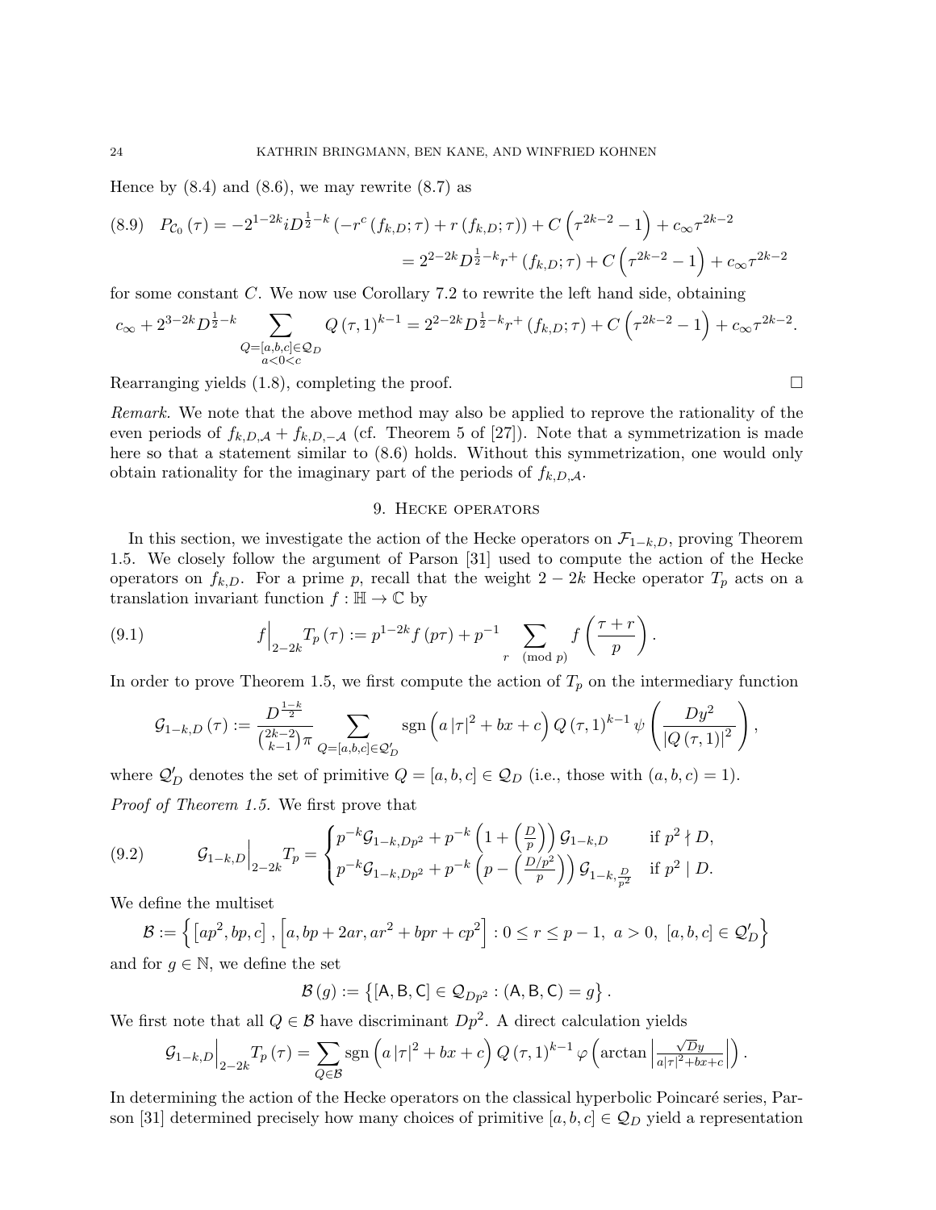Hence by (8.4) and (8.6), we may rewrite (8.7) as

$$
\begin{aligned}
(8.9)\quad P_{\mathcal{C}_0}(\tau) &= -2^{1-2k} i D^{\frac{1}{2}-k}\left(-r^c\left(f_{k,D};\tau\right)+r\left(f_{k,D};\tau\right)\right)+C\left(\tau^{2k-2}-1\right)+c_\infty \tau^{2k-2}\\
&= 2^{2-2k} D^{\frac{1}{2}-k} r^+\left(f_{k,D};\tau\right)+C\left(\tau^{2k-2}-1\right)+c_\infty \tau^{2k-2}
\end{aligned}
$$

for some constant $C$. We now use Corollary 7.2 to rewrite the left hand side, obtaining

$$
c_\infty + 2^{3-2k} D^{\frac{1}{2}-k}\sum_{\substack{Q=[a,b,c]\in\mathcal{Q}_D\\ a<0<c}} Q(\tau,1)^{k-1} = 2^{2-2k} D^{\frac{1}{2}-k} r^+\left(f_{k,D};\tau\right)+C\left(\tau^{2k-2}-1\right)+c_\infty\tau^{2k-2}.
$$

Rearranging yields (1.8), completing the proof. □

*Remark.* We note that the above method may also be applied to reprove the rationality of the even periods of $f_{k,D,\mathcal{A}}+f_{k,D,-\mathcal{A}}$ (cf. Theorem 5 of [27]). Note that a symmetrization is made here so that a statement similar to (8.6) holds. Without this symmetrization, one would only obtain rationality for the imaginary part of the periods of $f_{k,D,\mathcal{A}}$.

## 9. Hecke operators

In this section, we investigate the action of the Hecke operators on $\mathcal{F}_{1-k,D}$, proving Theorem 1.5. We closely follow the argument of Parson [31] used to compute the action of the Hecke operators on $f_{k,D}$. For a prime $p$, recall that the weight $2-2k$ Hecke operator $T_p$ acts on a translation invariant function $f:\mathbb{H}\to\mathbb{C}$ by

$$
(9.1)\qquad f\Big|_{2-2k} T_p(\tau) := p^{1-2k} f(p\tau) + p^{-1}\sum_{r \pmod p} f\left(\frac{\tau+r}{p}\right).
$$

In order to prove Theorem 1.5, we first compute the action of $T_p$ on the intermediary function

$$
\mathcal{G}_{1-k,D}(\tau) := \frac{D^{\frac{1-k}{2}}}{\binom{2k-2}{k-1}\pi}\sum_{Q=[a,b,c]\in\mathcal{Q}_D'} \operatorname{sgn}\left(a|\tau|^2+bx+c\right) Q(\tau,1)^{k-1}\psi\left(\frac{Dy^2}{|Q(\tau,1)|^2}\right),
$$

where $\mathcal{Q}_D'$ denotes the set of primitive $Q=[a,b,c]\in\mathcal{Q}_D$ (i.e., those with $(a,b,c)=1$).

*Proof of Theorem 1.5.* We first prove that

$$
(9.2)\qquad \mathcal{G}_{1-k,D}\Big|_{2-2k} T_p = \begin{cases} p^{-k}\mathcal{G}_{1-k,Dp^2} + p^{-k}\left(1+\left(\frac{D}{p}\right)\right)\mathcal{G}_{1-k,D} & \text{if } p^2 \nmid D,\\ p^{-k}\mathcal{G}_{1-k,Dp^2} + p^{-k}\left(p-\left(\frac{D/p^2}{p}\right)\right)\mathcal{G}_{1-k,\frac{D}{p^2}} & \text{if } p^2 \mid D.\end{cases}
$$

We define the multiset

$$
\mathcal{B} := \left\{\left[ap^2, bp, c\right], \left[a, bp+2ar, ar^2+bpr+cp^2\right] : 0\le r\le p-1,\ a>0,\ [a,b,c]\in\mathcal{Q}_D'\right\}
$$

and for $g\in\mathbb{N}$, we define the set

$$
\mathcal{B}(g) := \left\{[\mathsf{A},\mathsf{B},\mathsf{C}]\in\mathcal{Q}_{Dp^2} : (\mathsf{A},\mathsf{B},\mathsf{C}) = g\right\}.
$$

We first note that all $Q\in\mathcal{B}$ have discriminant $Dp^2$. A direct calculation yields

$$
\mathcal{G}_{1-k,D}\Big|_{2-2k} T_p(\tau) = \sum_{Q\in\mathcal{B}} \operatorname{sgn}\left(a|\tau|^2+bx+c\right) Q(\tau,1)^{k-1}\varphi\left(\arctan\left|\tfrac{\sqrt{D}y}{a|\tau|^2+bx+c}\right|\right).
$$

In determining the action of the Hecke operators on the classical hyperbolic Poincaré series, Parson [31] determined precisely how many choices of primitive $[a,b,c]\in\mathcal{Q}_D$ yield a representation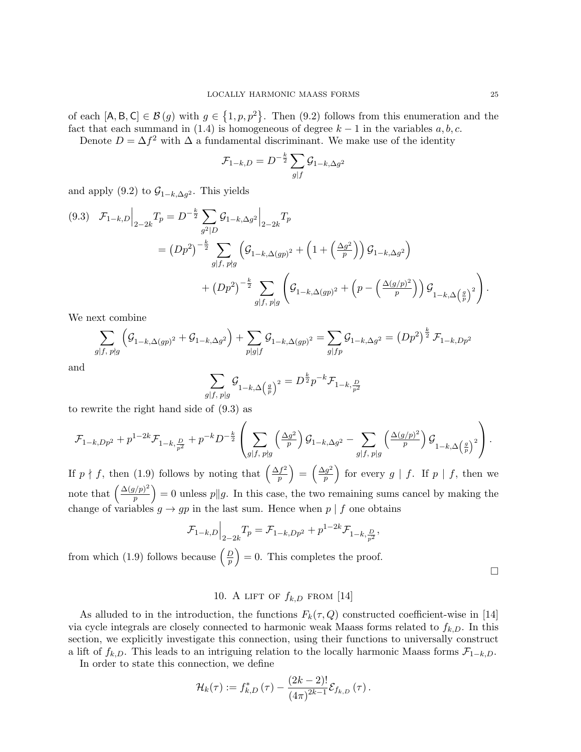of each $[\mathsf{A},\mathsf{B},\mathsf{C}]\in\mathcal{B}(g)$ with $g\in\left\{1,p,p^2\right\}$. Then (9.2) follows from this enumeration and the fact that each summand in (1.4) is homogeneous of degree $k-1$ in the variables $a,b,c$.

Denote $D=\Delta f^2$ with $\Delta$ a fundamental discriminant. We make use of the identity

$$\mathcal{F}_{1-k,D}=D^{-\frac{k}{2}}\sum_{g\mid f}\mathcal{G}_{1-k,\Delta g^2}$$

and apply (9.2) to $\mathcal{G}_{1-k,\Delta g^2}$. This yields

$$
\begin{aligned}
(9.3)\quad \mathcal{F}_{1-k,D}\Big|_{2-2k}T_p &= D^{-\frac{k}{2}}\sum_{g^2\mid D}\mathcal{G}_{1-k,\Delta g^2}\Big|_{2-2k}T_p\\
&=\left(Dp^2\right)^{-\frac{k}{2}}\sum_{g\mid f,\ p\nmid g}\left(\mathcal{G}_{1-k,\Delta(gp)^2}+\left(1+\left(\tfrac{\Delta g^2}{p}\right)\right)\mathcal{G}_{1-k,\Delta g^2}\right)\\
&\quad+\left(Dp^2\right)^{-\frac{k}{2}}\sum_{g\mid f,\ p\mid g}\left(\mathcal{G}_{1-k,\Delta(gp)^2}+\left(p-\left(\tfrac{\Delta(g/p)^2}{p}\right)\right)\mathcal{G}_{1-k,\Delta\left(\frac{g}{p}\right)^2}\right).
\end{aligned}
$$

We next combine

$$\sum_{g\mid f,\ p\nmid g}\left(\mathcal{G}_{1-k,\Delta(gp)^2}+\mathcal{G}_{1-k,\Delta g^2}\right)+\sum_{p\mid g\mid f}\mathcal{G}_{1-k,\Delta(gp)^2}=\sum_{g\mid fp}\mathcal{G}_{1-k,\Delta g^2}=\left(Dp^2\right)^{\frac{k}{2}}\mathcal{F}_{1-k,Dp^2}$$

and

$$\sum_{g\mid f,\ p\mid g}\mathcal{G}_{1-k,\Delta\left(\frac{g}{p}\right)^2}=D^{\frac{k}{2}}p^{-k}\mathcal{F}_{1-k,\frac{D}{p^2}}$$

to rewrite the right hand side of (9.3) as

$$\mathcal{F}_{1-k,Dp^2}+p^{1-2k}\mathcal{F}_{1-k,\frac{D}{p^2}}+p^{-k}D^{-\frac{k}{2}}\left(\sum_{g\mid f,\ p\nmid g}\left(\tfrac{\Delta g^2}{p}\right)\mathcal{G}_{1-k,\Delta g^2}-\sum_{g\mid f,\ p\mid g}\left(\tfrac{\Delta(g/p)^2}{p}\right)\mathcal{G}_{1-k,\Delta\left(\frac{g}{p}\right)^2}\right).$$

If $p\nmid f$, then (1.9) follows by noting that $\left(\frac{\Delta f^2}{p}\right)=\left(\frac{\Delta g^2}{p}\right)$ for every $g\mid f$. If $p\mid f$, then we note that $\left(\frac{\Delta(g/p)^2}{p}\right)=0$ unless $p\| g$. In this case, the two remaining sums cancel by making the change of variables $g\to gp$ in the last sum. Hence when $p\mid f$ one obtains

$$\mathcal{F}_{1-k,D}\Big|_{2-2k}T_p=\mathcal{F}_{1-k,Dp^2}+p^{1-2k}\mathcal{F}_{1-k,\frac{D}{p^2}},$$

from which (1.9) follows because $\left(\frac{D}{p}\right)=0$. This completes the proof. □

## 10. A lift of $f_{k,D}$ from [14]

As alluded to in the introduction, the functions $F_k(\tau,Q)$ constructed coefficient-wise in [14] via cycle integrals are closely connected to harmonic weak Maass forms related to $f_{k,D}$. In this section, we explicitly investigate this connection, using their functions to universally construct a lift of $f_{k,D}$. This leads to an intriguing relation to the locally harmonic Maass forms $\mathcal{F}_{1-k,D}$.

In order to state this connection, we define

$$\mathcal{H}_k(\tau):=f_{k,D}^*(\tau)-\frac{(2k-2)!}{(4\pi)^{2k-1}}\mathcal{E}_{f_{k,D}}(\tau).$$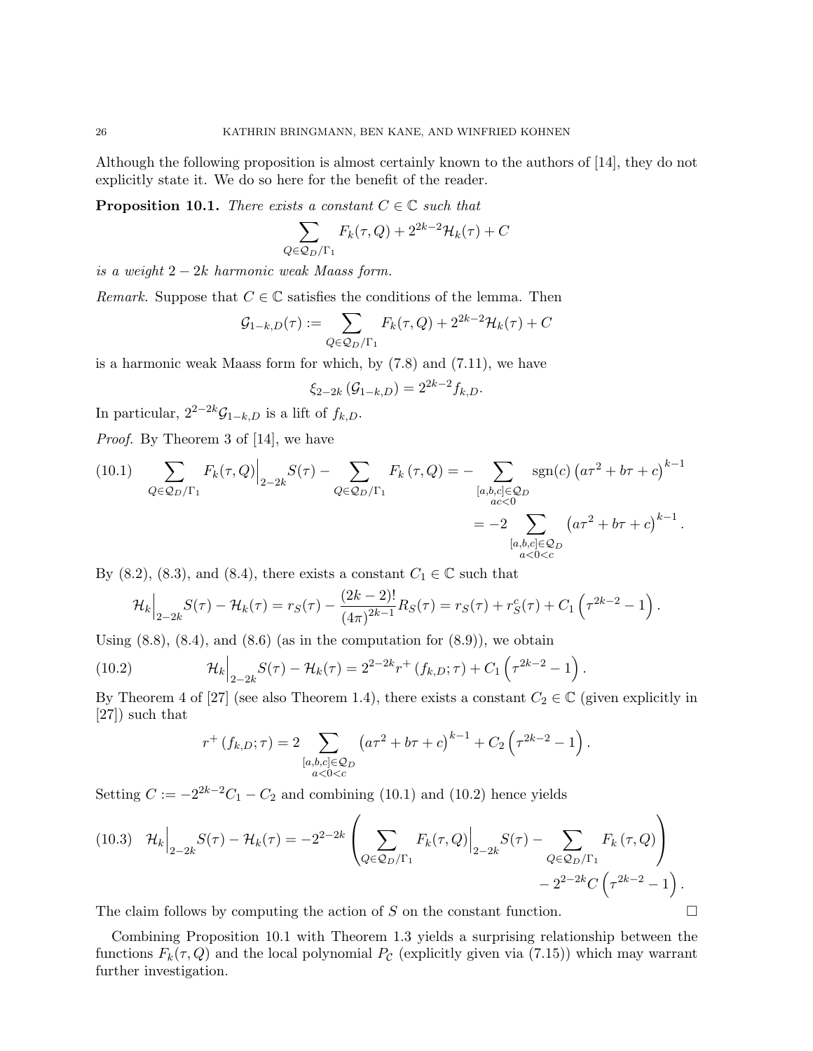Although the following proposition is almost certainly known to the authors of [14], they do not explicitly state it. We do so here for the benefit of the reader.

**Proposition 10.1.** *There exists a constant $C \in \mathbb{C}$ such that*

$$\sum_{Q\in\mathcal{Q}_D/\Gamma_1} F_k(\tau,Q) + 2^{2k-2}\mathcal{H}_k(\tau) + C$$

*is a weight $2-2k$ harmonic weak Maass form.*

*Remark.* Suppose that $C \in \mathbb{C}$ satisfies the conditions of the lemma. Then

$$\mathcal{G}_{1-k,D}(\tau) := \sum_{Q\in\mathcal{Q}_D/\Gamma_1} F_k(\tau,Q) + 2^{2k-2}\mathcal{H}_k(\tau) + C$$

is a harmonic weak Maass form for which, by (7.8) and (7.11), we have

$$\xi_{2-2k}\left(\mathcal{G}_{1-k,D}\right) = 2^{2k-2} f_{k,D}.$$

In particular, $2^{2-2k}\mathcal{G}_{1-k,D}$ is a lift of $f_{k,D}$.

*Proof.* By Theorem 3 of [14], we have

$$\begin{aligned}
(10.1)\qquad \sum_{Q\in\mathcal{Q}_D/\Gamma_1} F_k(\tau,Q)\Big|_{2-2k} S(\tau) - \sum_{Q\in\mathcal{Q}_D/\Gamma_1} F_k\left(\tau,Q\right) &= -\sum_{\substack{[a,b,c]\in\mathcal{Q}_D\\ ac<0}} \operatorname{sgn}(c)\left(a\tau^2+b\tau+c\right)^{k-1}\\
&= -2\sum_{\substack{[a,b,c]\in\mathcal{Q}_D\\ a<0<c}} \left(a\tau^2+b\tau+c\right)^{k-1}.
\end{aligned}$$

By (8.2), (8.3), and (8.4), there exists a constant $C_1 \in \mathbb{C}$ such that

$$\mathcal{H}_k\Big|_{2-2k} S(\tau) - \mathcal{H}_k(\tau) = r_S(\tau) - \frac{(2k-2)!}{(4\pi)^{2k-1}} R_S(\tau) = r_S(\tau) + r_S^c(\tau) + C_1\left(\tau^{2k-2}-1\right).$$

Using (8.8), (8.4), and (8.6) (as in the computation for (8.9)), we obtain

$$(10.2)\qquad \mathcal{H}_k\Big|_{2-2k} S(\tau) - \mathcal{H}_k(\tau) = 2^{2-2k} r^+\left(f_{k,D};\tau\right) + C_1\left(\tau^{2k-2}-1\right).$$

By Theorem 4 of [27] (see also Theorem 1.4), there exists a constant $C_2 \in \mathbb{C}$ (given explicitly in [27]) such that

$$r^+\left(f_{k,D};\tau\right) = 2\sum_{\substack{[a,b,c]\in\mathcal{Q}_D\\ a<0<c}} \left(a\tau^2+b\tau+c\right)^{k-1} + C_2\left(\tau^{2k-2}-1\right).$$

Setting $C := -2^{2k-2}C_1 - C_2$ and combining (10.1) and (10.2) hence yields

$$\begin{aligned}
(10.3)\quad \mathcal{H}_k\Big|_{2-2k} S(\tau) - \mathcal{H}_k(\tau) = -2^{2-2k}&\left(\sum_{Q\in\mathcal{Q}_D/\Gamma_1} F_k(\tau,Q)\Big|_{2-2k} S(\tau) - \sum_{Q\in\mathcal{Q}_D/\Gamma_1} F_k\left(\tau,Q\right)\right)\\
&- 2^{2-2k}C\left(\tau^{2k-2}-1\right).
\end{aligned}$$

The claim follows by computing the action of $S$ on the constant function. $\square$

Combining Proposition 10.1 with Theorem 1.3 yields a surprising relationship between the functions $F_k(\tau,Q)$ and the local polynomial $P_{\mathcal{C}}$ (explicitly given via (7.15)) which may warrant further investigation.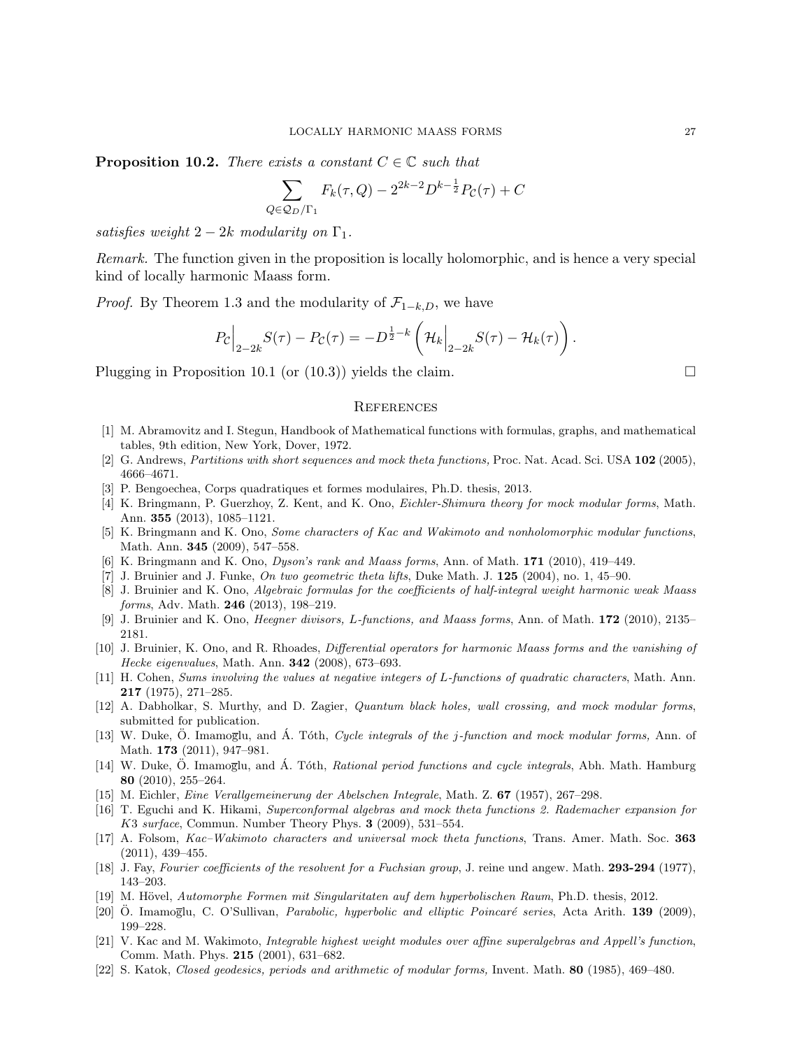**Proposition 10.2.** *There exists a constant $C \in \mathbb{C}$ such that*

$$\sum_{Q \in \mathcal{Q}_D/\Gamma_1} F_k(\tau, Q) - 2^{2k-2} D^{k-\frac{1}{2}} P_{\mathcal{C}}(\tau) + C$$

*satisfies weight $2-2k$ modularity on $\Gamma_1$.*

*Remark.* The function given in the proposition is locally holomorphic, and is hence a very special kind of locally harmonic Maass form.

*Proof.* By Theorem 1.3 and the modularity of $\mathcal{F}_{1-k,D}$, we have

$$P_{\mathcal{C}}\Big|_{2-2k} S(\tau) - P_{\mathcal{C}}(\tau) = -D^{\frac{1}{2}-k}\left(\mathcal{H}_k\Big|_{2-2k} S(\tau) - \mathcal{H}_k(\tau)\right).$$

Plugging in Proposition 10.1 (or (10.3)) yields the claim. □

## References

[1] M. Abramovitz and I. Stegun, Handbook of Mathematical functions with formulas, graphs, and mathematical tables, 9th edition, New York, Dover, 1972.

[2] G. Andrews, *Partitions with short sequences and mock theta functions,* Proc. Nat. Acad. Sci. USA **102** (2005), 4666–4671.

[3] P. Bengoechea, Corps quadratiques et formes modulaires, Ph.D. thesis, 2013.

[4] K. Bringmann, P. Guerzhoy, Z. Kent, and K. Ono, *Eichler-Shimura theory for mock modular forms*, Math. Ann. **355** (2013), 1085–1121.

[5] K. Bringmann and K. Ono, *Some characters of Kac and Wakimoto and nonholomorphic modular functions*, Math. Ann. **345** (2009), 547–558.

[6] K. Bringmann and K. Ono, *Dyson's rank and Maass forms*, Ann. of Math. **171** (2010), 419–449.

[7] J. Bruinier and J. Funke, *On two geometric theta lifts*, Duke Math. J. **125** (2004), no. 1, 45–90.

[8] J. Bruinier and K. Ono, *Algebraic formulas for the coefficients of half-integral weight harmonic weak Maass forms*, Adv. Math. **246** (2013), 198–219.

[9] J. Bruinier and K. Ono, *Heegner divisors, L-functions, and Maass forms*, Ann. of Math. **172** (2010), 2135–2181.

[10] J. Bruinier, K. Ono, and R. Rhoades, *Differential operators for harmonic Maass forms and the vanishing of Hecke eigenvalues*, Math. Ann. **342** (2008), 673–693.

[11] H. Cohen, *Sums involving the values at negative integers of L-functions of quadratic characters*, Math. Ann. **217** (1975), 271–285.

[12] A. Dabholkar, S. Murthy, and D. Zagier, *Quantum black holes, wall crossing, and mock modular forms*, submitted for publication.

[13] W. Duke, Ö. Imamoḡlu, and Á. Tóth, *Cycle integrals of the j-function and mock modular forms,* Ann. of Math. **173** (2011), 947–981.

[14] W. Duke, Ö. Imamoḡlu, and Á. Tóth, *Rational period functions and cycle integrals*, Abh. Math. Hamburg **80** (2010), 255–264.

[15] M. Eichler, *Eine Verallgemeinerung der Abelschen Integrale*, Math. Z. **67** (1957), 267–298.

[16] T. Eguchi and K. Hikami, *Superconformal algebras and mock theta functions 2. Rademacher expansion for K3 surface*, Commun. Number Theory Phys. **3** (2009), 531–554.

[17] A. Folsom, *Kac–Wakimoto characters and universal mock theta functions*, Trans. Amer. Math. Soc. **363** (2011), 439–455.

[18] J. Fay, *Fourier coefficients of the resolvent for a Fuchsian group*, J. reine und angew. Math. **293-294** (1977), 143–203.

[19] M. Hövel, *Automorphe Formen mit Singularitaten auf dem hyperbolischen Raum*, Ph.D. thesis, 2012.

[20] Ö. Imamoḡlu, C. O'Sullivan, *Parabolic, hyperbolic and elliptic Poincaré series*, Acta Arith. **139** (2009), 199–228.

[21] V. Kac and M. Wakimoto, *Integrable highest weight modules over affine superalgebras and Appell's function*, Comm. Math. Phys. **215** (2001), 631–682.

[22] S. Katok, *Closed geodesics, periods and arithmetic of modular forms,* Invent. Math. **80** (1985), 469–480.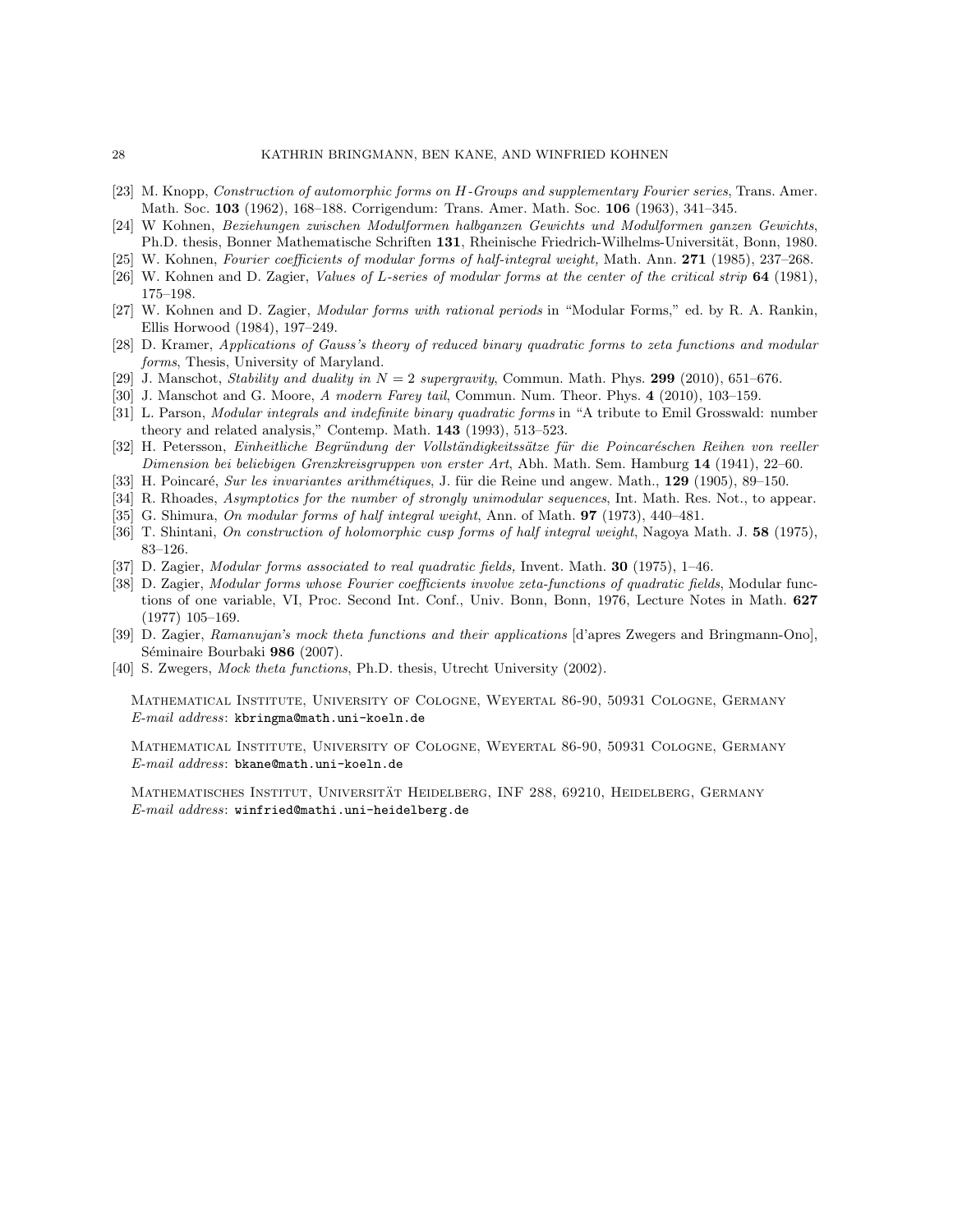[23] M. Knopp, *Construction of automorphic forms on $H$-Groups and supplementary Fourier series*, Trans. Amer. Math. Soc. **103** (1962), 168–188. Corrigendum: Trans. Amer. Math. Soc. **106** (1963), 341–345.

[24] W Kohnen, *Beziehungen zwischen Modulformen halbganzen Gewichts und Modulformen ganzen Gewichts*, Ph.D. thesis, Bonner Mathematische Schriften **131**, Rheinische Friedrich-Wilhelms-Universität, Bonn, 1980.

[25] W. Kohnen, *Fourier coefficients of modular forms of half-integral weight,* Math. Ann. **271** (1985), 237–268.

[26] W. Kohnen and D. Zagier, *Values of L-series of modular forms at the center of the critical strip* **64** (1981), 175–198.

[27] W. Kohnen and D. Zagier, *Modular forms with rational periods* in "Modular Forms," ed. by R. A. Rankin, Ellis Horwood (1984), 197–249.

[28] D. Kramer, *Applications of Gauss's theory of reduced binary quadratic forms to zeta functions and modular forms*, Thesis, University of Maryland.

[29] J. Manschot, *Stability and duality in $N = 2$ supergravity*, Commun. Math. Phys. **299** (2010), 651–676.

[30] J. Manschot and G. Moore, *A modern Farey tail*, Commun. Num. Theor. Phys. **4** (2010), 103–159.

[31] L. Parson, *Modular integrals and indefinite binary quadratic forms* in "A tribute to Emil Grosswald: number theory and related analysis," Contemp. Math. **143** (1993), 513–523.

[32] H. Petersson, *Einheitliche Begründung der Vollständigkeitssätze für die Poincaréschen Reihen von reeller Dimension bei beliebigen Grenzkreisgruppen von erster Art*, Abh. Math. Sem. Hamburg **14** (1941), 22–60.

[33] H. Poincaré, *Sur les invariantes arithmétiques*, J. für die Reine und angew. Math., **129** (1905), 89–150.

[34] R. Rhoades, *Asymptotics for the number of strongly unimodular sequences*, Int. Math. Res. Not., to appear.

[35] G. Shimura, *On modular forms of half integral weight*, Ann. of Math. **97** (1973), 440–481.

[36] T. Shintani, *On construction of holomorphic cusp forms of half integral weight*, Nagoya Math. J. **58** (1975), 83–126.

[37] D. Zagier, *Modular forms associated to real quadratic fields,* Invent. Math. **30** (1975), 1–46.

[38] D. Zagier, *Modular forms whose Fourier coefficients involve zeta-functions of quadratic fields*, Modular functions of one variable, VI, Proc. Second Int. Conf., Univ. Bonn, Bonn, 1976, Lecture Notes in Math. **627** (1977) 105–169.

[39] D. Zagier, *Ramanujan's mock theta functions and their applications* [d'apres Zwegers and Bringmann-Ono], Séminaire Bourbaki **986** (2007).

[40] S. Zwegers, *Mock theta functions*, Ph.D. thesis, Utrecht University (2002).

Mathematical Institute, University of Cologne, Weyertal 86-90, 50931 Cologne, Germany
*E-mail address*: kbringma@math.uni-koeln.de

Mathematical Institute, University of Cologne, Weyertal 86-90, 50931 Cologne, Germany
*E-mail address*: bkane@math.uni-koeln.de

Mathematisches Institut, Universität Heidelberg, INF 288, 69210, Heidelberg, Germany
*E-mail address*: winfried@mathi.uni-heidelberg.de